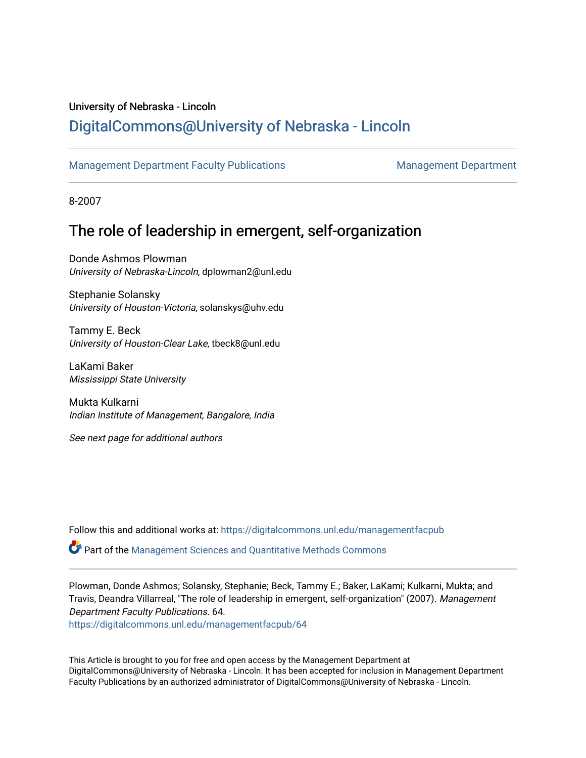University of Nebraska - Lincoln

## DigitalCommons@University of Nebraska - Lincoln

Management Department Faculty Publications

Management Department

8-2007

# The role of leadership in emergent, self-organization

Donde Ashmos Plowman
*University of Nebraska-Lincoln*, dplowman2@unl.edu

Stephanie Solansky
*University of Houston-Victoria*, solanskys@uhv.edu

Tammy E. Beck
*University of Houston-Clear Lake*, tbeck8@unl.edu

LaKami Baker
*Mississippi State University*

Mukta Kulkarni
*Indian Institute of Management, Bangalore, India*

*See next page for additional authors*

Follow this and additional works at: https://digitalcommons.unl.edu/managementfacpub

Part of the Management Sciences and Quantitative Methods Commons

Plowman, Donde Ashmos; Solansky, Stephanie; Beck, Tammy E.; Baker, LaKami; Kulkarni, Mukta; and Travis, Deandra Villarreal, "The role of leadership in emergent, self-organization" (2007). *Management Department Faculty Publications*. 64.
https://digitalcommons.unl.edu/managementfacpub/64

This Article is brought to you for free and open access by the Management Department at DigitalCommons@University of Nebraska - Lincoln. It has been accepted for inclusion in Management Department Faculty Publications by an authorized administrator of DigitalCommons@University of Nebraska - Lincoln.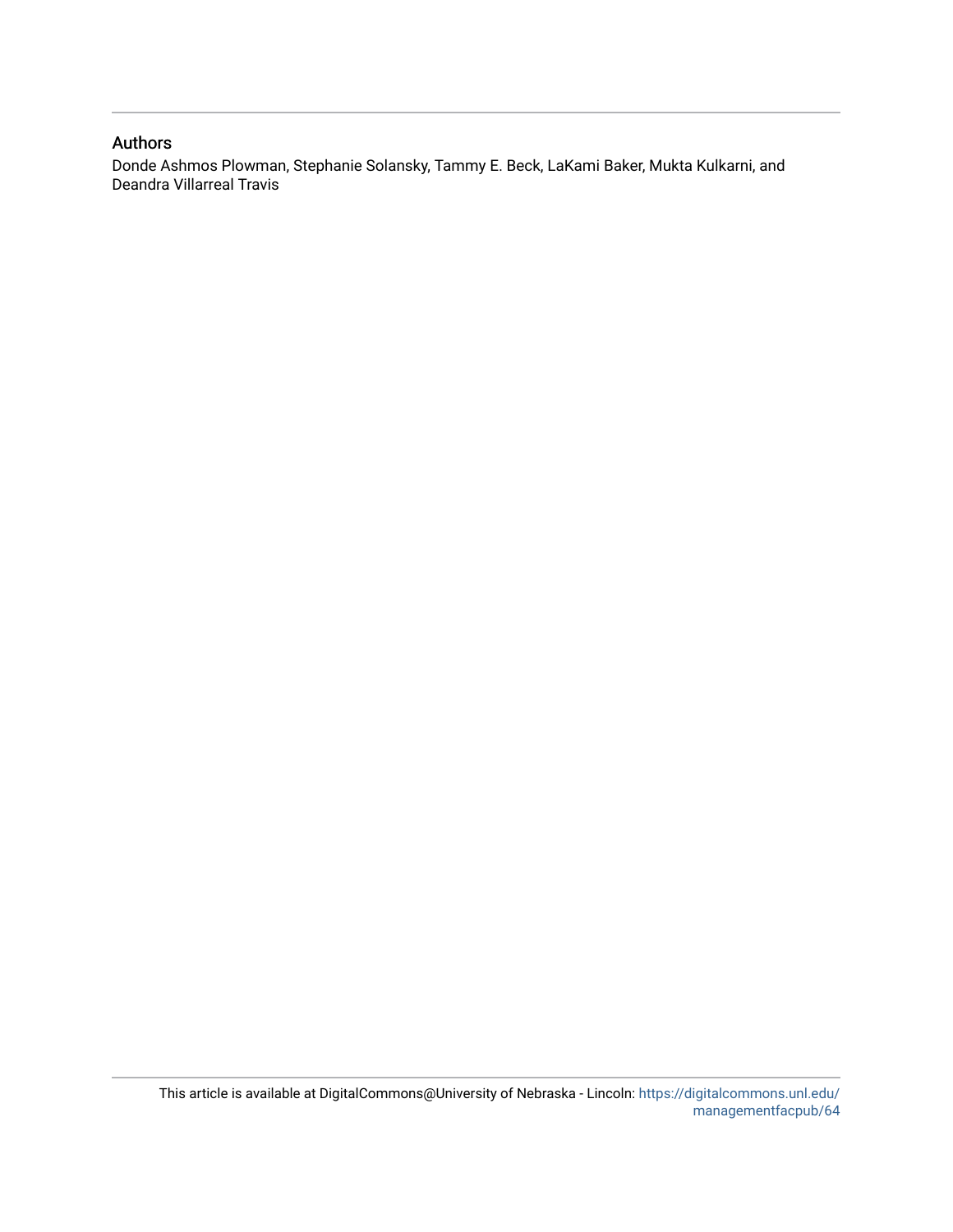## Authors

Donde Ashmos Plowman, Stephanie Solansky, Tammy E. Beck, LaKami Baker, Mukta Kulkarni, and Deandra Villarreal Travis

This article is available at DigitalCommons@University of Nebraska - Lincoln: https://digitalcommons.unl.edu/managementfacpub/64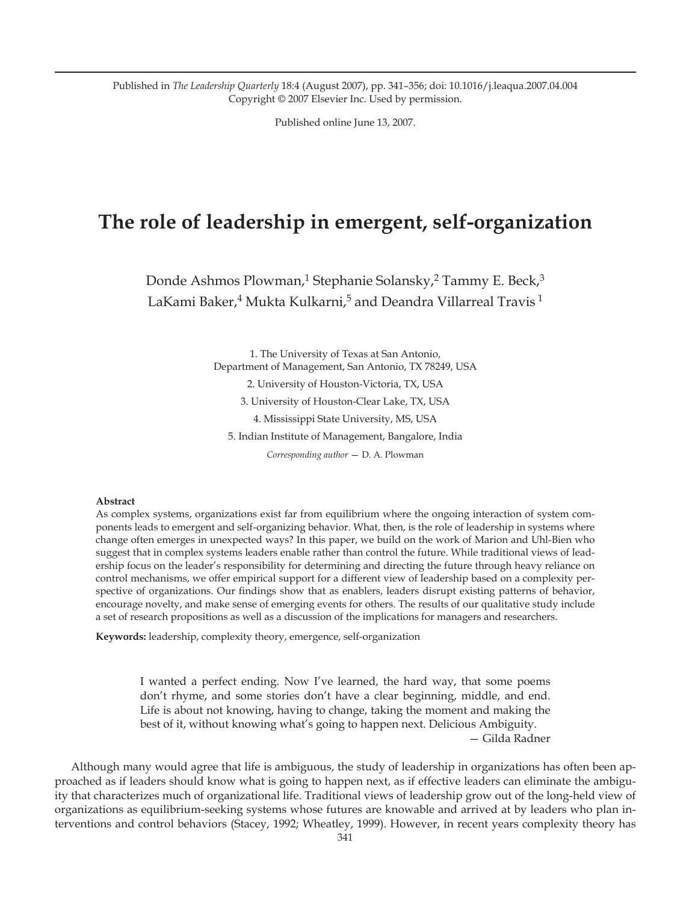Published in *The Leadership Quarterly* 18:4 (August 2007), pp. 341–356; doi: 10.1016/j.leaqua.2007.04.004
Copyright © 2007 Elsevier Inc. Used by permission.

Published online June 13, 2007.

# The role of leadership in emergent, self-organization

Donde Ashmos Plowman,[1] Stephanie Solansky,[2] Tammy E. Beck,[3]
LaKami Baker,[4] Mukta Kulkarni,[5] and Deandra Villarreal Travis [1]

1. The University of Texas at San Antonio, Department of Management, San Antonio, TX 78249, USA
2. University of Houston-Victoria, TX, USA
3. University of Houston-Clear Lake, TX, USA
4. Mississippi State University, MS, USA
5. Indian Institute of Management, Bangalore, India

*Corresponding author* — D. A. Plowman

**Abstract**

As complex systems, organizations exist far from equilibrium where the ongoing interaction of system components leads to emergent and self-organizing behavior. What, then, is the role of leadership in systems where change often emerges in unexpected ways? In this paper, we build on the work of Marion and Uhl-Bien who suggest that in complex systems leaders enable rather than control the future. While traditional views of leadership focus on the leader's responsibility for determining and directing the future through heavy reliance on control mechanisms, we offer empirical support for a different view of leadership based on a complexity perspective of organizations. Our findings show that as enablers, leaders disrupt existing patterns of behavior, encourage novelty, and make sense of emerging events for others. The results of our qualitative study include a set of research propositions as well as a discussion of the implications for managers and researchers.

**Keywords:** leadership, complexity theory, emergence, self-organization

> I wanted a perfect ending. Now I've learned, the hard way, that some poems don't rhyme, and some stories don't have a clear beginning, middle, and end. Life is about not knowing, having to change, taking the moment and making the best of it, without knowing what's going to happen next. Delicious Ambiguity.
>
> — Gilda Radner

Although many would agree that life is ambiguous, the study of leadership in organizations has often been approached as if leaders should know what is going to happen next, as if effective leaders can eliminate the ambiguity that characterizes much of organizational life. Traditional views of leadership grow out of the long-held view of organizations as equilibrium-seeking systems whose futures are knowable and arrived at by leaders who plan interventions and control behaviors (Stacey, 1992; Wheatley, 1999). However, in recent years complexity theory has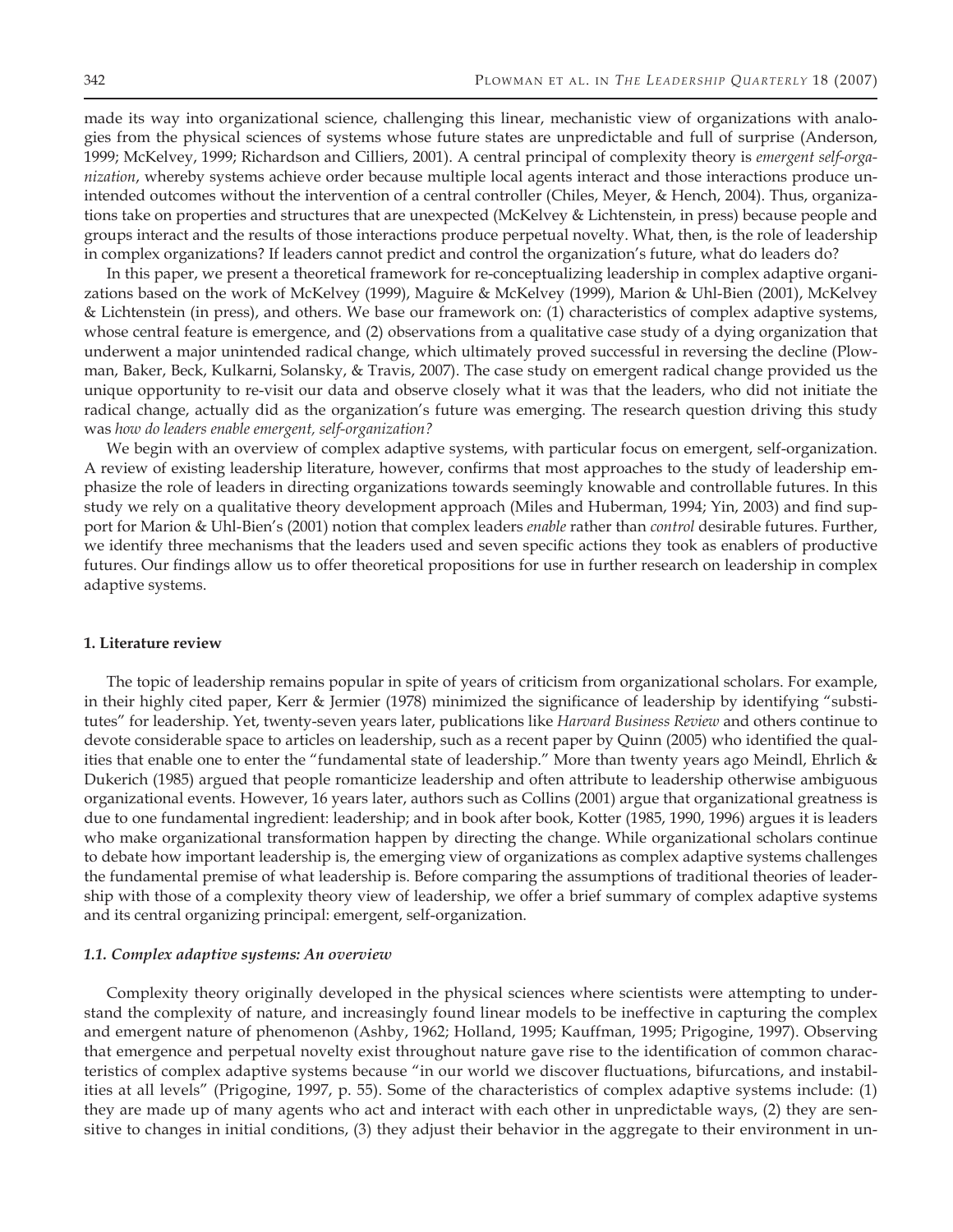made its way into organizational science, challenging this linear, mechanistic view of organizations with analogies from the physical sciences of systems whose future states are unpredictable and full of surprise (Anderson, 1999; McKelvey, 1999; Richardson and Cilliers, 2001). A central principal of complexity theory is *emergent self-organization*, whereby systems achieve order because multiple local agents interact and those interactions produce unintended outcomes without the intervention of a central controller (Chiles, Meyer, & Hench, 2004). Thus, organizations take on properties and structures that are unexpected (McKelvey & Lichtenstein, in press) because people and groups interact and the results of those interactions produce perpetual novelty. What, then, is the role of leadership in complex organizations? If leaders cannot predict and control the organization's future, what do leaders do?

In this paper, we present a theoretical framework for re-conceptualizing leadership in complex adaptive organizations based on the work of McKelvey (1999), Maguire & McKelvey (1999), Marion & Uhl-Bien (2001), McKelvey & Lichtenstein (in press), and others. We base our framework on: (1) characteristics of complex adaptive systems, whose central feature is emergence, and (2) observations from a qualitative case study of a dying organization that underwent a major unintended radical change, which ultimately proved successful in reversing the decline (Plowman, Baker, Beck, Kulkarni, Solansky, & Travis, 2007). The case study on emergent radical change provided us the unique opportunity to re-visit our data and observe closely what it was that the leaders, who did not initiate the radical change, actually did as the organization's future was emerging. The research question driving this study was *how do leaders enable emergent, self-organization?*

We begin with an overview of complex adaptive systems, with particular focus on emergent, self-organization. A review of existing leadership literature, however, confirms that most approaches to the study of leadership emphasize the role of leaders in directing organizations towards seemingly knowable and controllable futures. In this study we rely on a qualitative theory development approach (Miles and Huberman, 1994; Yin, 2003) and find support for Marion & Uhl-Bien's (2001) notion that complex leaders *enable* rather than *control* desirable futures. Further, we identify three mechanisms that the leaders used and seven specific actions they took as enablers of productive futures. Our findings allow us to offer theoretical propositions for use in further research on leadership in complex adaptive systems.

## 1. Literature review

The topic of leadership remains popular in spite of years of criticism from organizational scholars. For example, in their highly cited paper, Kerr & Jermier (1978) minimized the significance of leadership by identifying "substitutes" for leadership. Yet, twenty-seven years later, publications like *Harvard Business Review* and others continue to devote considerable space to articles on leadership, such as a recent paper by Quinn (2005) who identified the qualities that enable one to enter the "fundamental state of leadership." More than twenty years ago Meindl, Ehrlich & Dukerich (1985) argued that people romanticize leadership and often attribute to leadership otherwise ambiguous organizational events. However, 16 years later, authors such as Collins (2001) argue that organizational greatness is due to one fundamental ingredient: leadership; and in book after book, Kotter (1985, 1990, 1996) argues it is leaders who make organizational transformation happen by directing the change. While organizational scholars continue to debate how important leadership is, the emerging view of organizations as complex adaptive systems challenges the fundamental premise of what leadership is. Before comparing the assumptions of traditional theories of leadership with those of a complexity theory view of leadership, we offer a brief summary of complex adaptive systems and its central organizing principal: emergent, self-organization.

### *1.1. Complex adaptive systems: An overview*

Complexity theory originally developed in the physical sciences where scientists were attempting to understand the complexity of nature, and increasingly found linear models to be ineffective in capturing the complex and emergent nature of phenomenon (Ashby, 1962; Holland, 1995; Kauffman, 1995; Prigogine, 1997). Observing that emergence and perpetual novelty exist throughout nature gave rise to the identification of common characteristics of complex adaptive systems because "in our world we discover fluctuations, bifurcations, and instabilities at all levels" (Prigogine, 1997, p. 55). Some of the characteristics of complex adaptive systems include: (1) they are made up of many agents who act and interact with each other in unpredictable ways, (2) they are sensitive to changes in initial conditions, (3) they adjust their behavior in the aggregate to their environment in un-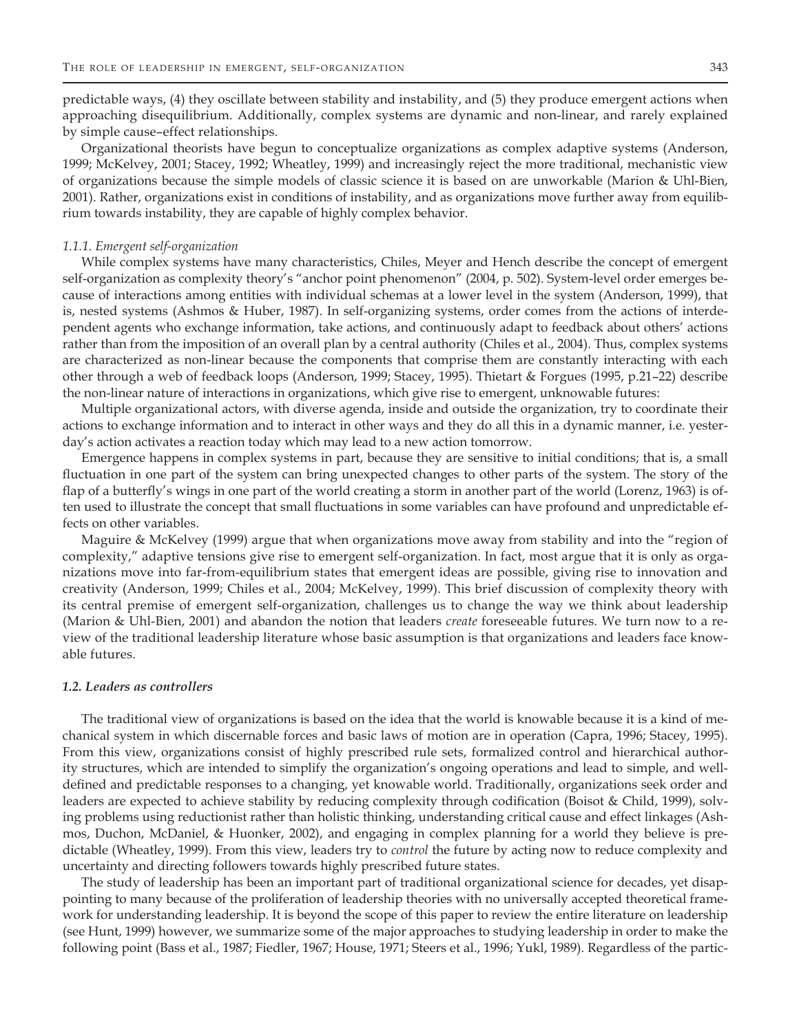predictable ways, (4) they oscillate between stability and instability, and (5) they produce emergent actions when approaching disequilibrium. Additionally, complex systems are dynamic and non-linear, and rarely explained by simple cause–effect relationships.

Organizational theorists have begun to conceptualize organizations as complex adaptive systems (Anderson, 1999; McKelvey, 2001; Stacey, 1992; Wheatley, 1999) and increasingly reject the more traditional, mechanistic view of organizations because the simple models of classic science it is based on are unworkable (Marion & Uhl-Bien, 2001). Rather, organizations exist in conditions of instability, and as organizations move further away from equilibrium towards instability, they are capable of highly complex behavior.

#### *1.1.1. Emergent self-organization*

While complex systems have many characteristics, Chiles, Meyer and Hench describe the concept of emergent self-organization as complexity theory's "anchor point phenomenon" (2004, p. 502). System-level order emerges because of interactions among entities with individual schemas at a lower level in the system (Anderson, 1999), that is, nested systems (Ashmos & Huber, 1987). In self-organizing systems, order comes from the actions of interdependent agents who exchange information, take actions, and continuously adapt to feedback about others' actions rather than from the imposition of an overall plan by a central authority (Chiles et al., 2004). Thus, complex systems are characterized as non-linear because the components that comprise them are constantly interacting with each other through a web of feedback loops (Anderson, 1999; Stacey, 1995). Thietart & Forgues (1995, p.21–22) describe the non-linear nature of interactions in organizations, which give rise to emergent, unknowable futures:

Multiple organizational actors, with diverse agenda, inside and outside the organization, try to coordinate their actions to exchange information and to interact in other ways and they do all this in a dynamic manner, i.e. yesterday's action activates a reaction today which may lead to a new action tomorrow.

Emergence happens in complex systems in part, because they are sensitive to initial conditions; that is, a small fluctuation in one part of the system can bring unexpected changes to other parts of the system. The story of the flap of a butterfly's wings in one part of the world creating a storm in another part of the world (Lorenz, 1963) is often used to illustrate the concept that small fluctuations in some variables can have profound and unpredictable effects on other variables.

Maguire & McKelvey (1999) argue that when organizations move away from stability and into the "region of complexity," adaptive tensions give rise to emergent self-organization. In fact, most argue that it is only as organizations move into far-from-equilibrium states that emergent ideas are possible, giving rise to innovation and creativity (Anderson, 1999; Chiles et al., 2004; McKelvey, 1999). This brief discussion of complexity theory with its central premise of emergent self-organization, challenges us to change the way we think about leadership (Marion & Uhl-Bien, 2001) and abandon the notion that leaders *create* foreseeable futures. We turn now to a review of the traditional leadership literature whose basic assumption is that organizations and leaders face knowable futures.

### *1.2. Leaders as controllers*

The traditional view of organizations is based on the idea that the world is knowable because it is a kind of mechanical system in which discernable forces and basic laws of motion are in operation (Capra, 1996; Stacey, 1995). From this view, organizations consist of highly prescribed rule sets, formalized control and hierarchical authority structures, which are intended to simplify the organization's ongoing operations and lead to simple, and well-defined and predictable responses to a changing, yet knowable world. Traditionally, organizations seek order and leaders are expected to achieve stability by reducing complexity through codification (Boisot & Child, 1999), solving problems using reductionist rather than holistic thinking, understanding critical cause and effect linkages (Ashmos, Duchon, McDaniel, & Huonker, 2002), and engaging in complex planning for a world they believe is predictable (Wheatley, 1999). From this view, leaders try to *control* the future by acting now to reduce complexity and uncertainty and directing followers towards highly prescribed future states.

The study of leadership has been an important part of traditional organizational science for decades, yet disappointing to many because of the proliferation of leadership theories with no universally accepted theoretical framework for understanding leadership. It is beyond the scope of this paper to review the entire literature on leadership (see Hunt, 1999) however, we summarize some of the major approaches to studying leadership in order to make the following point (Bass et al., 1987; Fiedler, 1967; House, 1971; Steers et al., 1996; Yukl, 1989). Regardless of the partic-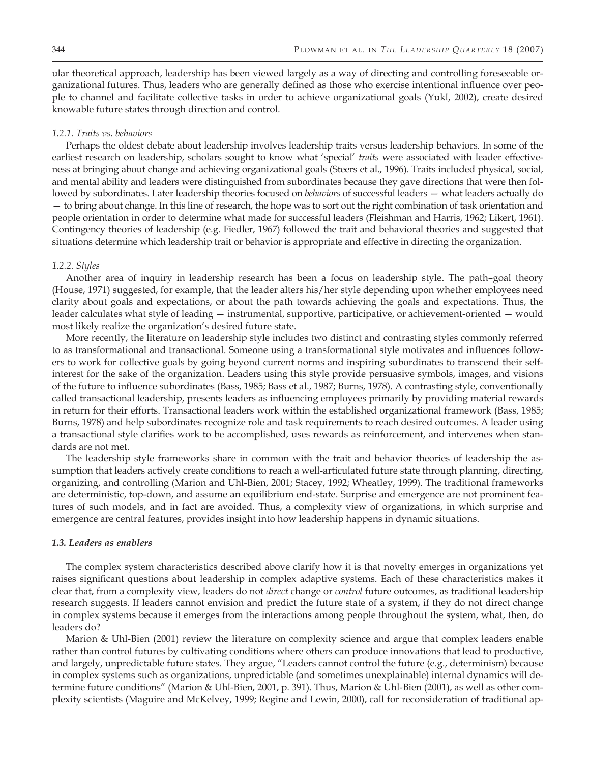ular theoretical approach, leadership has been viewed largely as a way of directing and controlling foreseeable organizational futures. Thus, leaders who are generally defined as those who exercise intentional influence over people to channel and facilitate collective tasks in order to achieve organizational goals (Yukl, 2002), create desired knowable future states through direction and control.

#### *1.2.1. Traits vs. behaviors*

Perhaps the oldest debate about leadership involves leadership traits versus leadership behaviors. In some of the earliest research on leadership, scholars sought to know what 'special' *traits* were associated with leader effectiveness at bringing about change and achieving organizational goals (Steers et al., 1996). Traits included physical, social, and mental ability and leaders were distinguished from subordinates because they gave directions that were then followed by subordinates. Later leadership theories focused on *behaviors* of successful leaders — what leaders actually do — to bring about change. In this line of research, the hope was to sort out the right combination of task orientation and people orientation in order to determine what made for successful leaders (Fleishman and Harris, 1962; Likert, 1961). Contingency theories of leadership (e.g. Fiedler, 1967) followed the trait and behavioral theories and suggested that situations determine which leadership trait or behavior is appropriate and effective in directing the organization.

#### *1.2.2. Styles*

Another area of inquiry in leadership research has been a focus on leadership style. The path–goal theory (House, 1971) suggested, for example, that the leader alters his/her style depending upon whether employees need clarity about goals and expectations, or about the path towards achieving the goals and expectations. Thus, the leader calculates what style of leading — instrumental, supportive, participative, or achievement-oriented — would most likely realize the organization's desired future state.

More recently, the literature on leadership style includes two distinct and contrasting styles commonly referred to as transformational and transactional. Someone using a transformational style motivates and influences followers to work for collective goals by going beyond current norms and inspiring subordinates to transcend their self-interest for the sake of the organization. Leaders using this style provide persuasive symbols, images, and visions of the future to influence subordinates (Bass, 1985; Bass et al., 1987; Burns, 1978). A contrasting style, conventionally called transactional leadership, presents leaders as influencing employees primarily by providing material rewards in return for their efforts. Transactional leaders work within the established organizational framework (Bass, 1985; Burns, 1978) and help subordinates recognize role and task requirements to reach desired outcomes. A leader using a transactional style clarifies work to be accomplished, uses rewards as reinforcement, and intervenes when standards are not met.

The leadership style frameworks share in common with the trait and behavior theories of leadership the assumption that leaders actively create conditions to reach a well-articulated future state through planning, directing, organizing, and controlling (Marion and Uhl-Bien, 2001; Stacey, 1992; Wheatley, 1999). The traditional frameworks are deterministic, top-down, and assume an equilibrium end-state. Surprise and emergence are not prominent features of such models, and in fact are avoided. Thus, a complexity view of organizations, in which surprise and emergence are central features, provides insight into how leadership happens in dynamic situations.

### *1.3. Leaders as enablers*

The complex system characteristics described above clarify how it is that novelty emerges in organizations yet raises significant questions about leadership in complex adaptive systems. Each of these characteristics makes it clear that, from a complexity view, leaders do not *direct* change or *control* future outcomes, as traditional leadership research suggests. If leaders cannot envision and predict the future state of a system, if they do not direct change in complex systems because it emerges from the interactions among people throughout the system, what, then, do leaders do?

Marion & Uhl-Bien (2001) review the literature on complexity science and argue that complex leaders enable rather than control futures by cultivating conditions where others can produce innovations that lead to productive, and largely, unpredictable future states. They argue, "Leaders cannot control the future (e.g., determinism) because in complex systems such as organizations, unpredictable (and sometimes unexplainable) internal dynamics will determine future conditions" (Marion & Uhl-Bien, 2001, p. 391). Thus, Marion & Uhl-Bien (2001), as well as other complexity scientists (Maguire and McKelvey, 1999; Regine and Lewin, 2000), call for reconsideration of traditional ap-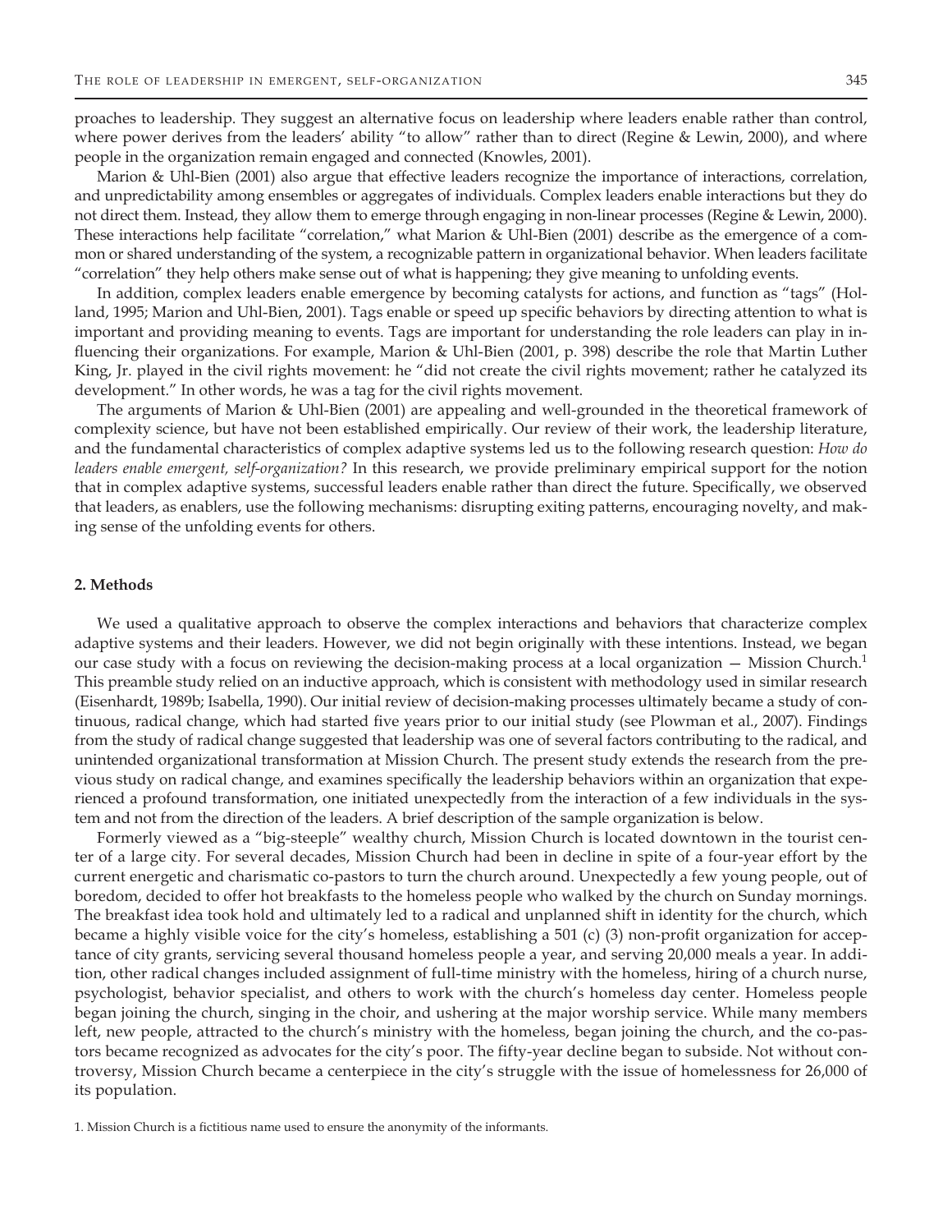proaches to leadership. They suggest an alternative focus on leadership where leaders enable rather than control, where power derives from the leaders' ability "to allow" rather than to direct (Regine & Lewin, 2000), and where people in the organization remain engaged and connected (Knowles, 2001).

Marion & Uhl-Bien (2001) also argue that effective leaders recognize the importance of interactions, correlation, and unpredictability among ensembles or aggregates of individuals. Complex leaders enable interactions but they do not direct them. Instead, they allow them to emerge through engaging in non-linear processes (Regine & Lewin, 2000). These interactions help facilitate "correlation," what Marion & Uhl-Bien (2001) describe as the emergence of a common or shared understanding of the system, a recognizable pattern in organizational behavior. When leaders facilitate "correlation" they help others make sense out of what is happening; they give meaning to unfolding events.

In addition, complex leaders enable emergence by becoming catalysts for actions, and function as "tags" (Holland, 1995; Marion and Uhl-Bien, 2001). Tags enable or speed up specific behaviors by directing attention to what is important and providing meaning to events. Tags are important for understanding the role leaders can play in influencing their organizations. For example, Marion & Uhl-Bien (2001, p. 398) describe the role that Martin Luther King, Jr. played in the civil rights movement: he "did not create the civil rights movement; rather he catalyzed its development." In other words, he was a tag for the civil rights movement.

The arguments of Marion & Uhl-Bien (2001) are appealing and well-grounded in the theoretical framework of complexity science, but have not been established empirically. Our review of their work, the leadership literature, and the fundamental characteristics of complex adaptive systems led us to the following research question: *How do leaders enable emergent, self-organization?* In this research, we provide preliminary empirical support for the notion that in complex adaptive systems, successful leaders enable rather than direct the future. Specifically, we observed that leaders, as enablers, use the following mechanisms: disrupting exiting patterns, encouraging novelty, and making sense of the unfolding events for others.

## 2. Methods

We used a qualitative approach to observe the complex interactions and behaviors that characterize complex adaptive systems and their leaders. However, we did not begin originally with these intentions. Instead, we began our case study with a focus on reviewing the decision-making process at a local organization — Mission Church.[1] This preamble study relied on an inductive approach, which is consistent with methodology used in similar research (Eisenhardt, 1989b; Isabella, 1990). Our initial review of decision-making processes ultimately became a study of continuous, radical change, which had started five years prior to our initial study (see Plowman et al., 2007). Findings from the study of radical change suggested that leadership was one of several factors contributing to the radical, and unintended organizational transformation at Mission Church. The present study extends the research from the previous study on radical change, and examines specifically the leadership behaviors within an organization that experienced a profound transformation, one initiated unexpectedly from the interaction of a few individuals in the system and not from the direction of the leaders. A brief description of the sample organization is below.

Formerly viewed as a "big-steeple" wealthy church, Mission Church is located downtown in the tourist center of a large city. For several decades, Mission Church had been in decline in spite of a four-year effort by the current energetic and charismatic co-pastors to turn the church around. Unexpectedly a few young people, out of boredom, decided to offer hot breakfasts to the homeless people who walked by the church on Sunday mornings. The breakfast idea took hold and ultimately led to a radical and unplanned shift in identity for the church, which became a highly visible voice for the city's homeless, establishing a 501 (c) (3) non-profit organization for acceptance of city grants, servicing several thousand homeless people a year, and serving 20,000 meals a year. In addition, other radical changes included assignment of full-time ministry with the homeless, hiring of a church nurse, psychologist, behavior specialist, and others to work with the church's homeless day center. Homeless people began joining the church, singing in the choir, and ushering at the major worship service. While many members left, new people, attracted to the church's ministry with the homeless, began joining the church, and the co-pastors became recognized as advocates for the city's poor. The fifty-year decline began to subside. Not without controversy, Mission Church became a centerpiece in the city's struggle with the issue of homelessness for 26,000 of its population.

1. Mission Church is a fictitious name used to ensure the anonymity of the informants.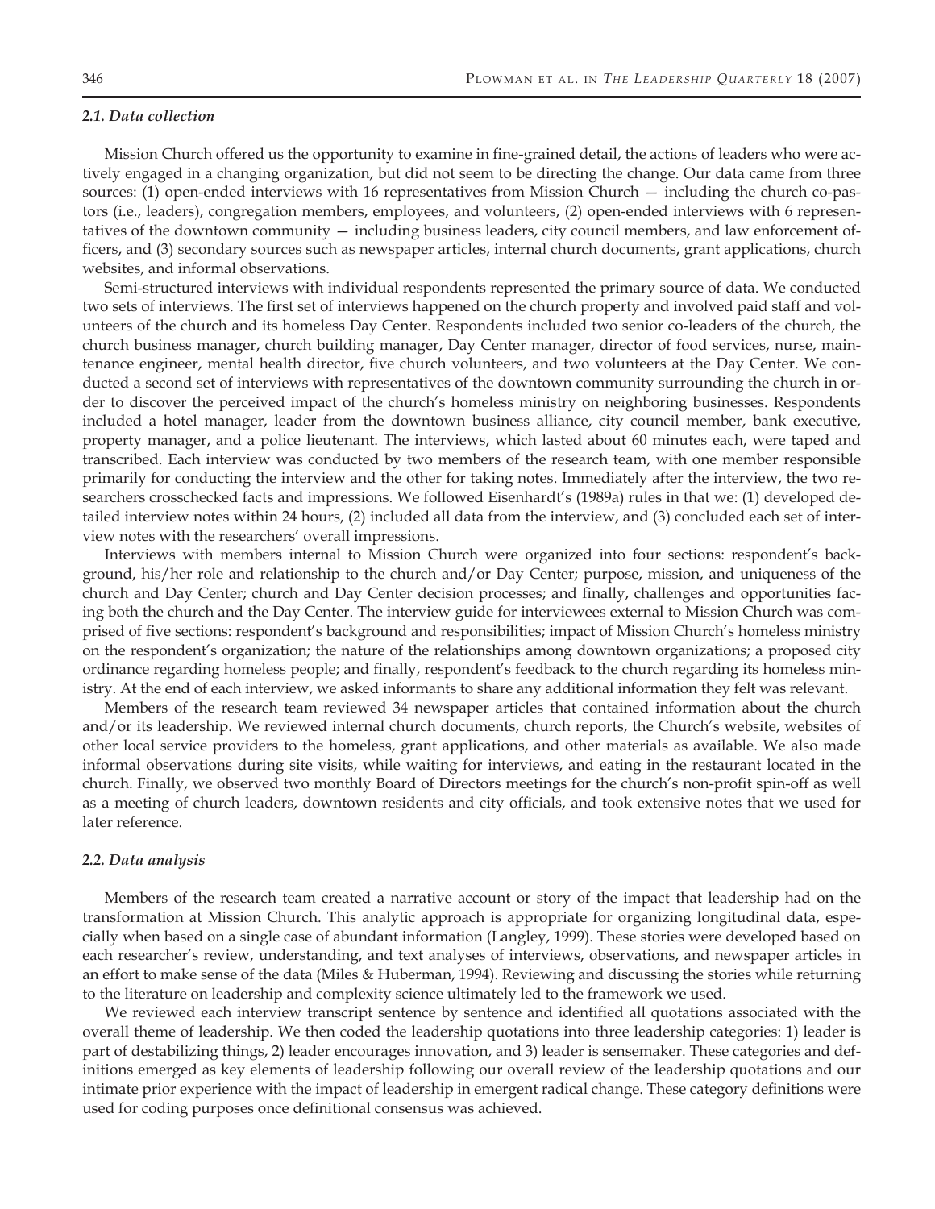### *2.1. Data collection*

Mission Church offered us the opportunity to examine in fine-grained detail, the actions of leaders who were actively engaged in a changing organization, but did not seem to be directing the change. Our data came from three sources: (1) open-ended interviews with 16 representatives from Mission Church — including the church co-pastors (i.e., leaders), congregation members, employees, and volunteers, (2) open-ended interviews with 6 representatives of the downtown community — including business leaders, city council members, and law enforcement officers, and (3) secondary sources such as newspaper articles, internal church documents, grant applications, church websites, and informal observations.

Semi-structured interviews with individual respondents represented the primary source of data. We conducted two sets of interviews. The first set of interviews happened on the church property and involved paid staff and volunteers of the church and its homeless Day Center. Respondents included two senior co-leaders of the church, the church business manager, church building manager, Day Center manager, director of food services, nurse, maintenance engineer, mental health director, five church volunteers, and two volunteers at the Day Center. We conducted a second set of interviews with representatives of the downtown community surrounding the church in order to discover the perceived impact of the church's homeless ministry on neighboring businesses. Respondents included a hotel manager, leader from the downtown business alliance, city council member, bank executive, property manager, and a police lieutenant. The interviews, which lasted about 60 minutes each, were taped and transcribed. Each interview was conducted by two members of the research team, with one member responsible primarily for conducting the interview and the other for taking notes. Immediately after the interview, the two researchers crosschecked facts and impressions. We followed Eisenhardt's (1989a) rules in that we: (1) developed detailed interview notes within 24 hours, (2) included all data from the interview, and (3) concluded each set of interview notes with the researchers' overall impressions.

Interviews with members internal to Mission Church were organized into four sections: respondent's background, his/her role and relationship to the church and/or Day Center; purpose, mission, and uniqueness of the church and Day Center; church and Day Center decision processes; and finally, challenges and opportunities facing both the church and the Day Center. The interview guide for interviewees external to Mission Church was comprised of five sections: respondent's background and responsibilities; impact of Mission Church's homeless ministry on the respondent's organization; the nature of the relationships among downtown organizations; a proposed city ordinance regarding homeless people; and finally, respondent's feedback to the church regarding its homeless ministry. At the end of each interview, we asked informants to share any additional information they felt was relevant.

Members of the research team reviewed 34 newspaper articles that contained information about the church and/or its leadership. We reviewed internal church documents, church reports, the Church's website, websites of other local service providers to the homeless, grant applications, and other materials as available. We also made informal observations during site visits, while waiting for interviews, and eating in the restaurant located in the church. Finally, we observed two monthly Board of Directors meetings for the church's non-profit spin-off as well as a meeting of church leaders, downtown residents and city officials, and took extensive notes that we used for later reference.

### *2.2. Data analysis*

Members of the research team created a narrative account or story of the impact that leadership had on the transformation at Mission Church. This analytic approach is appropriate for organizing longitudinal data, especially when based on a single case of abundant information (Langley, 1999). These stories were developed based on each researcher's review, understanding, and text analyses of interviews, observations, and newspaper articles in an effort to make sense of the data (Miles & Huberman, 1994). Reviewing and discussing the stories while returning to the literature on leadership and complexity science ultimately led to the framework we used.

We reviewed each interview transcript sentence by sentence and identified all quotations associated with the overall theme of leadership. We then coded the leadership quotations into three leadership categories: 1) leader is part of destabilizing things, 2) leader encourages innovation, and 3) leader is sensemaker. These categories and definitions emerged as key elements of leadership following our overall review of the leadership quotations and our intimate prior experience with the impact of leadership in emergent radical change. These category definitions were used for coding purposes once definitional consensus was achieved.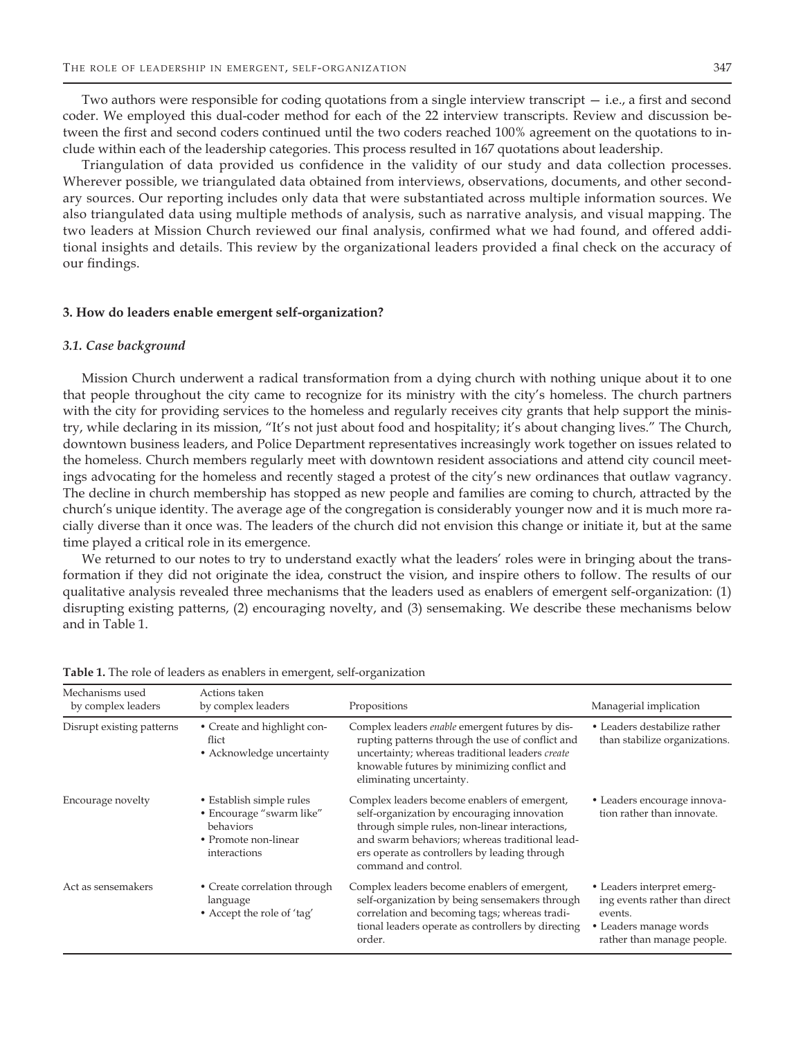Two authors were responsible for coding quotations from a single interview transcript — i.e., a first and second coder. We employed this dual-coder method for each of the 22 interview transcripts. Review and discussion between the first and second coders continued until the two coders reached 100% agreement on the quotations to include within each of the leadership categories. This process resulted in 167 quotations about leadership.

Triangulation of data provided us confidence in the validity of our study and data collection processes. Wherever possible, we triangulated data obtained from interviews, observations, documents, and other secondary sources. Our reporting includes only data that were substantiated across multiple information sources. We also triangulated data using multiple methods of analysis, such as narrative analysis, and visual mapping. The two leaders at Mission Church reviewed our final analysis, confirmed what we had found, and offered additional insights and details. This review by the organizational leaders provided a final check on the accuracy of our findings.

### 3. How do leaders enable emergent self-organization?

#### *3.1. Case background*

Mission Church underwent a radical transformation from a dying church with nothing unique about it to one that people throughout the city came to recognize for its ministry with the city's homeless. The church partners with the city for providing services to the homeless and regularly receives city grants that help support the ministry, while declaring in its mission, "It's not just about food and hospitality; it's about changing lives." The Church, downtown business leaders, and Police Department representatives increasingly work together on issues related to the homeless. Church members regularly meet with downtown resident associations and attend city council meetings advocating for the homeless and recently staged a protest of the city's new ordinances that outlaw vagrancy. The decline in church membership has stopped as new people and families are coming to church, attracted by the church's unique identity. The average age of the congregation is considerably younger now and it is much more racially diverse than it once was. The leaders of the church did not envision this change or initiate it, but at the same time played a critical role in its emergence.

We returned to our notes to try to understand exactly what the leaders' roles were in bringing about the transformation if they did not originate the idea, construct the vision, and inspire others to follow. The results of our qualitative analysis revealed three mechanisms that the leaders used as enablers of emergent self-organization: (1) disrupting existing patterns, (2) encouraging novelty, and (3) sensemaking. We describe these mechanisms below and in Table 1.

**Table 1.** The role of leaders as enablers in emergent, self-organization

| Mechanisms used by complex leaders | Actions taken by complex leaders | Propositions | Managerial implication |
|---|---|---|---|
| Disrupt existing patterns | • Create and highlight conflict<br>• Acknowledge uncertainty | Complex leaders *enable* emergent futures by disrupting patterns through the use of conflict and uncertainty; whereas traditional leaders *create* knowable futures by minimizing conflict and eliminating uncertainty. | • Leaders destabilize rather than stabilize organizations. |
| Encourage novelty | • Establish simple rules<br>• Encourage "swarm like" behaviors<br>• Promote non-linear interactions | Complex leaders become enablers of emergent, self-organization by encouraging innovation through simple rules, non-linear interactions, and swarm behaviors; whereas traditional leaders operate as controllers by leading through command and control. | • Leaders encourage innovation rather than innovate. |
| Act as sensemakers | • Create correlation through language<br>• Accept the role of 'tag' | Complex leaders become enablers of emergent, self-organization by being sensemakers through correlation and becoming tags; whereas traditional leaders operate as controllers by directing order. | • Leaders interpret emerging events rather than direct events.<br>• Leaders manage words rather than manage people. |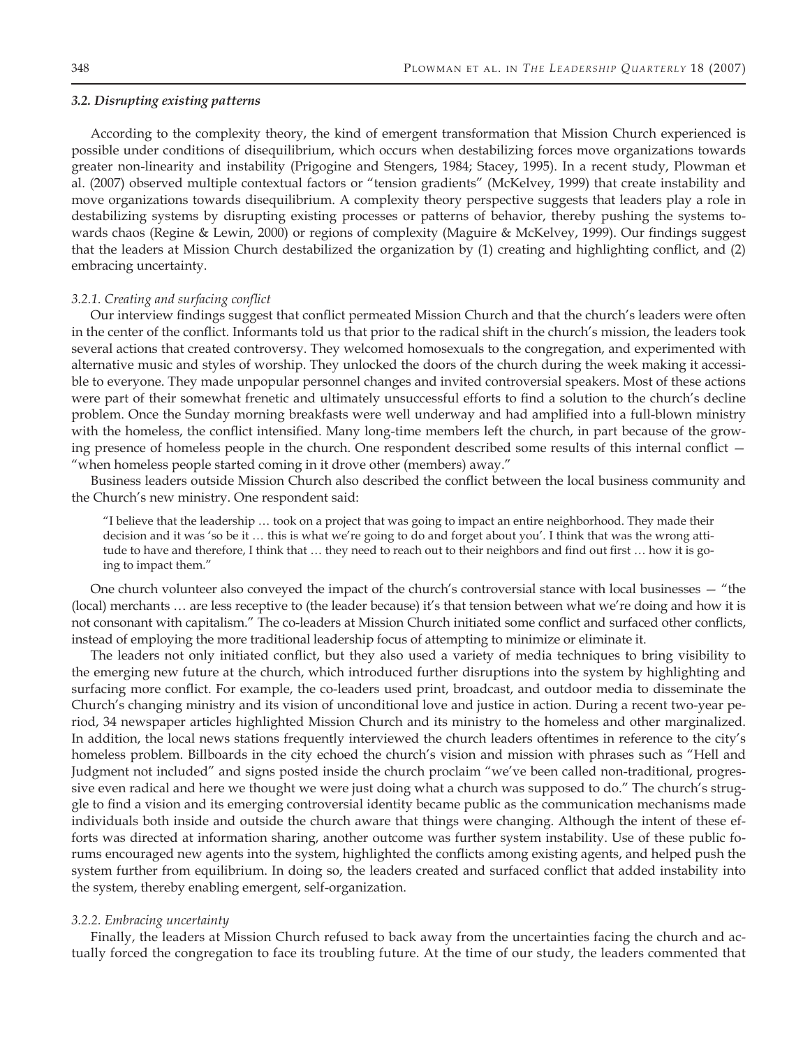### *3.2. Disrupting existing patterns*

According to the complexity theory, the kind of emergent transformation that Mission Church experienced is possible under conditions of disequilibrium, which occurs when destabilizing forces move organizations towards greater non-linearity and instability (Prigogine and Stengers, 1984; Stacey, 1995). In a recent study, Plowman et al. (2007) observed multiple contextual factors or "tension gradients" (McKelvey, 1999) that create instability and move organizations towards disequilibrium. A complexity theory perspective suggests that leaders play a role in destabilizing systems by disrupting existing processes or patterns of behavior, thereby pushing the systems towards chaos (Regine & Lewin, 2000) or regions of complexity (Maguire & McKelvey, 1999). Our findings suggest that the leaders at Mission Church destabilized the organization by (1) creating and highlighting conflict, and (2) embracing uncertainty.

#### *3.2.1. Creating and surfacing conflict*

Our interview findings suggest that conflict permeated Mission Church and that the church's leaders were often in the center of the conflict. Informants told us that prior to the radical shift in the church's mission, the leaders took several actions that created controversy. They welcomed homosexuals to the congregation, and experimented with alternative music and styles of worship. They unlocked the doors of the church during the week making it accessible to everyone. They made unpopular personnel changes and invited controversial speakers. Most of these actions were part of their somewhat frenetic and ultimately unsuccessful efforts to find a solution to the church's decline problem. Once the Sunday morning breakfasts were well underway and had amplified into a full-blown ministry with the homeless, the conflict intensified. Many long-time members left the church, in part because of the growing presence of homeless people in the church. One respondent described some results of this internal conflict — "when homeless people started coming in it drove other (members) away."

Business leaders outside Mission Church also described the conflict between the local business community and the Church's new ministry. One respondent said:

> "I believe that the leadership … took on a project that was going to impact an entire neighborhood. They made their decision and it was 'so be it … this is what we're going to do and forget about you'. I think that was the wrong attitude to have and therefore, I think that … they need to reach out to their neighbors and find out first … how it is going to impact them."

One church volunteer also conveyed the impact of the church's controversial stance with local businesses — "the (local) merchants … are less receptive to (the leader because) it's that tension between what we're doing and how it is not consonant with capitalism." The co-leaders at Mission Church initiated some conflict and surfaced other conflicts, instead of employing the more traditional leadership focus of attempting to minimize or eliminate it.

The leaders not only initiated conflict, but they also used a variety of media techniques to bring visibility to the emerging new future at the church, which introduced further disruptions into the system by highlighting and surfacing more conflict. For example, the co-leaders used print, broadcast, and outdoor media to disseminate the Church's changing ministry and its vision of unconditional love and justice in action. During a recent two-year period, 34 newspaper articles highlighted Mission Church and its ministry to the homeless and other marginalized. In addition, the local news stations frequently interviewed the church leaders oftentimes in reference to the city's homeless problem. Billboards in the city echoed the church's vision and mission with phrases such as "Hell and Judgment not included" and signs posted inside the church proclaim "we've been called non-traditional, progressive even radical and here we thought we were just doing what a church was supposed to do." The church's struggle to find a vision and its emerging controversial identity became public as the communication mechanisms made individuals both inside and outside the church aware that things were changing. Although the intent of these efforts was directed at information sharing, another outcome was further system instability. Use of these public forums encouraged new agents into the system, highlighted the conflicts among existing agents, and helped push the system further from equilibrium. In doing so, the leaders created and surfaced conflict that added instability into the system, thereby enabling emergent, self-organization.

#### *3.2.2. Embracing uncertainty*

Finally, the leaders at Mission Church refused to back away from the uncertainties facing the church and actually forced the congregation to face its troubling future. At the time of our study, the leaders commented that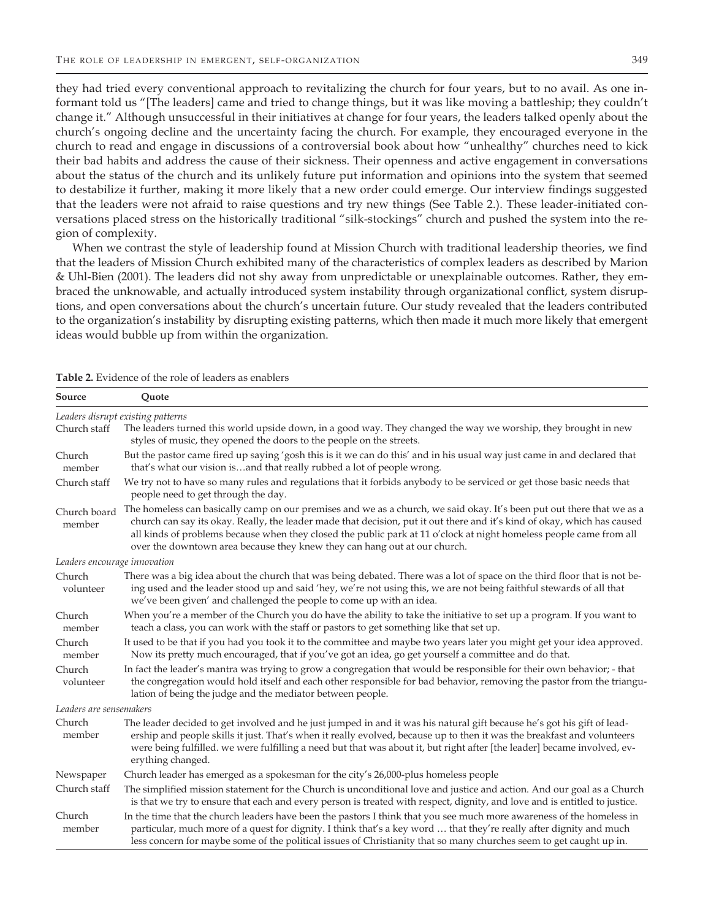they had tried every conventional approach to revitalizing the church for four years, but to no avail. As one informant told us "[The leaders] came and tried to change things, but it was like moving a battleship; they couldn't change it." Although unsuccessful in their initiatives at change for four years, the leaders talked openly about the church's ongoing decline and the uncertainty facing the church. For example, they encouraged everyone in the church to read and engage in discussions of a controversial book about how "unhealthy" churches need to kick their bad habits and address the cause of their sickness. Their openness and active engagement in conversations about the status of the church and its unlikely future put information and opinions into the system that seemed to destabilize it further, making it more likely that a new order could emerge. Our interview findings suggested that the leaders were not afraid to raise questions and try new things (See Table 2.). These leader-initiated conversations placed stress on the historically traditional "silk-stockings" church and pushed the system into the region of complexity.

When we contrast the style of leadership found at Mission Church with traditional leadership theories, we find that the leaders of Mission Church exhibited many of the characteristics of complex leaders as described by Marion & Uhl-Bien (2001). The leaders did not shy away from unpredictable or unexplainable outcomes. Rather, they embraced the unknowable, and actually introduced system instability through organizational conflict, system disruptions, and open conversations about the church's uncertain future. Our study revealed that the leaders contributed to the organization's instability by disrupting existing patterns, which then made it much more likely that emergent ideas would bubble up from within the organization.

**Table 2.** Evidence of the role of leaders as enablers

| Source | Quote |
|---|---|
| *Leaders disrupt existing patterns* | |
| Church staff | The leaders turned this world upside down, in a good way. They changed the way we worship, they brought in new styles of music, they opened the doors to the people on the streets. |
| Church member | But the pastor came fired up saying 'gosh this is it we can do this' and in his usual way just came in and declared that that's what our vision is…and that really rubbed a lot of people wrong. |
| Church staff | We try not to have so many rules and regulations that it forbids anybody to be serviced or get those basic needs that people need to get through the day. |
| Church board member | The homeless can basically camp on our premises and we as a church, we said okay. It's been put out there that we as a church can say its okay. Really, the leader made that decision, put it out there and it's kind of okay, which has caused all kinds of problems because when they closed the public park at 11 o'clock at night homeless people came from all over the downtown area because they knew they can hang out at our church. |
| *Leaders encourage innovation* | |
| Church volunteer | There was a big idea about the church that was being debated. There was a lot of space on the third floor that is not being used and the leader stood up and said 'hey, we're not using this, we are not being faithful stewards of all that we've been given' and challenged the people to come up with an idea. |
| Church member | When you're a member of the Church you do have the ability to take the initiative to set up a program. If you want to teach a class, you can work with the staff or pastors to get something like that set up. |
| Church member | It used to be that if you had you took it to the committee and maybe two years later you might get your idea approved. Now its pretty much encouraged, that if you've got an idea, go get yourself a committee and do that. |
| Church volunteer | In fact the leader's mantra was trying to grow a congregation that would be responsible for their own behavior; - that the congregation would hold itself and each other responsible for bad behavior, removing the pastor from the triangulation of being the judge and the mediator between people. |
| *Leaders are sensemakers* | |
| Church member | The leader decided to get involved and he just jumped in and it was his natural gift because he's got his gift of leadership and people skills it just. That's when it really evolved, because up to then it was the breakfast and volunteers were being fulfilled. we were fulfilling a need but that was about it, but right after [the leader] became involved, everything changed. |
| Newspaper | Church leader has emerged as a spokesman for the city's 26,000-plus homeless people |
| Church staff | The simplified mission statement for the Church is unconditional love and justice and action. And our goal as a Church is that we try to ensure that each and every person is treated with respect, dignity, and love and is entitled to justice. |
| Church member | In the time that the church leaders have been the pastors I think that you see much more awareness of the homeless in particular, much more of a quest for dignity. I think that's a key word … that they're really after dignity and much less concern for maybe some of the political issues of Christianity that so many churches seem to get caught up in. |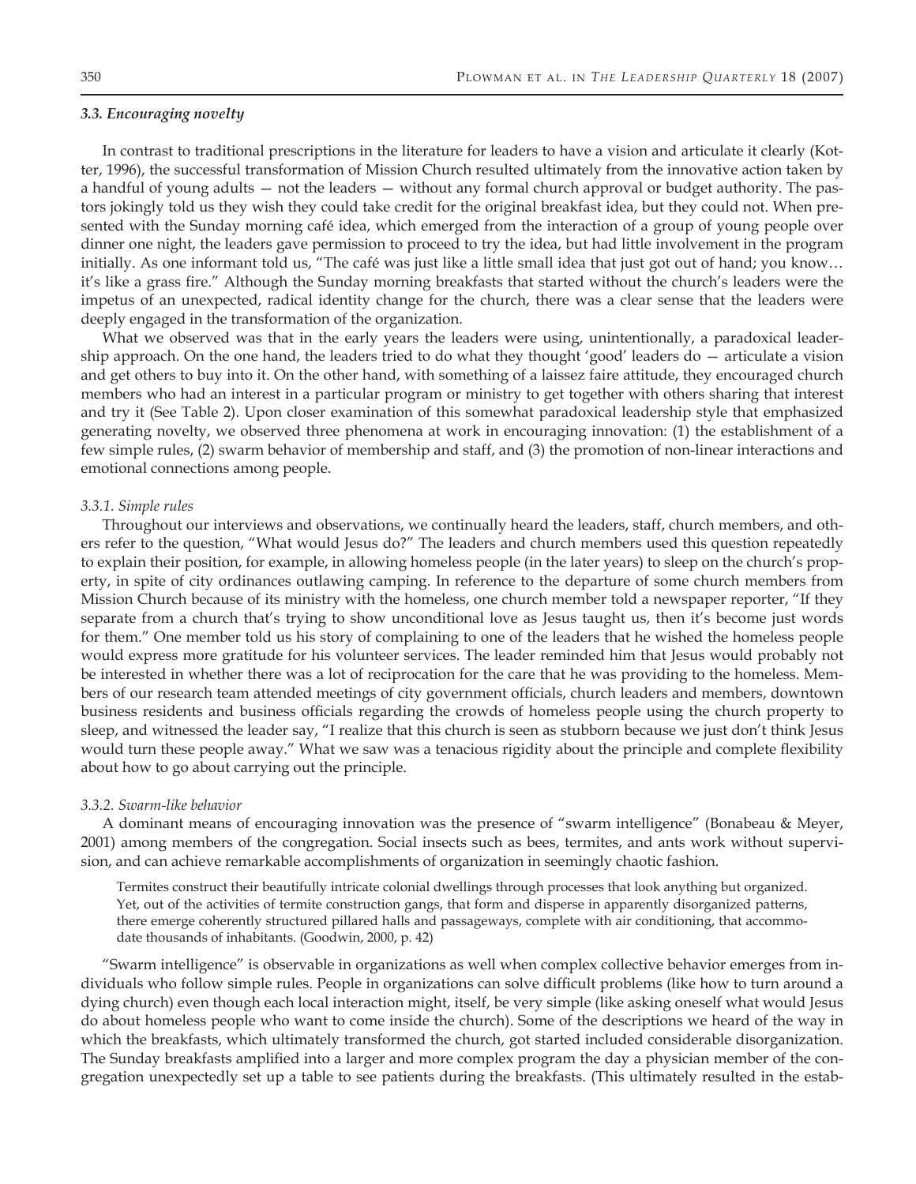### *3.3. Encouraging novelty*

In contrast to traditional prescriptions in the literature for leaders to have a vision and articulate it clearly (Kotter, 1996), the successful transformation of Mission Church resulted ultimately from the innovative action taken by a handful of young adults — not the leaders — without any formal church approval or budget authority. The pastors jokingly told us they wish they could take credit for the original breakfast idea, but they could not. When presented with the Sunday morning café idea, which emerged from the interaction of a group of young people over dinner one night, the leaders gave permission to proceed to try the idea, but had little involvement in the program initially. As one informant told us, "The café was just like a little small idea that just got out of hand; you know… it's like a grass fire." Although the Sunday morning breakfasts that started without the church's leaders were the impetus of an unexpected, radical identity change for the church, there was a clear sense that the leaders were deeply engaged in the transformation of the organization.

What we observed was that in the early years the leaders were using, unintentionally, a paradoxical leadership approach. On the one hand, the leaders tried to do what they thought 'good' leaders do — articulate a vision and get others to buy into it. On the other hand, with something of a laissez faire attitude, they encouraged church members who had an interest in a particular program or ministry to get together with others sharing that interest and try it (See Table 2). Upon closer examination of this somewhat paradoxical leadership style that emphasized generating novelty, we observed three phenomena at work in encouraging innovation: (1) the establishment of a few simple rules, (2) swarm behavior of membership and staff, and (3) the promotion of non-linear interactions and emotional connections among people.

#### *3.3.1. Simple rules*

Throughout our interviews and observations, we continually heard the leaders, staff, church members, and others refer to the question, "What would Jesus do?" The leaders and church members used this question repeatedly to explain their position, for example, in allowing homeless people (in the later years) to sleep on the church's property, in spite of city ordinances outlawing camping. In reference to the departure of some church members from Mission Church because of its ministry with the homeless, one church member told a newspaper reporter, "If they separate from a church that's trying to show unconditional love as Jesus taught us, then it's become just words for them." One member told us his story of complaining to one of the leaders that he wished the homeless people would express more gratitude for his volunteer services. The leader reminded him that Jesus would probably not be interested in whether there was a lot of reciprocation for the care that he was providing to the homeless. Members of our research team attended meetings of city government officials, church leaders and members, downtown business residents and business officials regarding the crowds of homeless people using the church property to sleep, and witnessed the leader say, "I realize that this church is seen as stubborn because we just don't think Jesus would turn these people away." What we saw was a tenacious rigidity about the principle and complete flexibility about how to go about carrying out the principle.

#### *3.3.2. Swarm-like behavior*

A dominant means of encouraging innovation was the presence of "swarm intelligence" (Bonabeau & Meyer, 2001) among members of the congregation. Social insects such as bees, termites, and ants work without supervision, and can achieve remarkable accomplishments of organization in seemingly chaotic fashion.

> Termites construct their beautifully intricate colonial dwellings through processes that look anything but organized. Yet, out of the activities of termite construction gangs, that form and disperse in apparently disorganized patterns, there emerge coherently structured pillared halls and passageways, complete with air conditioning, that accommodate thousands of inhabitants. (Goodwin, 2000, p. 42)

"Swarm intelligence" is observable in organizations as well when complex collective behavior emerges from individuals who follow simple rules. People in organizations can solve difficult problems (like how to turn around a dying church) even though each local interaction might, itself, be very simple (like asking oneself what would Jesus do about homeless people who want to come inside the church). Some of the descriptions we heard of the way in which the breakfasts, which ultimately transformed the church, got started included considerable disorganization. The Sunday breakfasts amplified into a larger and more complex program the day a physician member of the congregation unexpectedly set up a table to see patients during the breakfasts. (This ultimately resulted in the estab-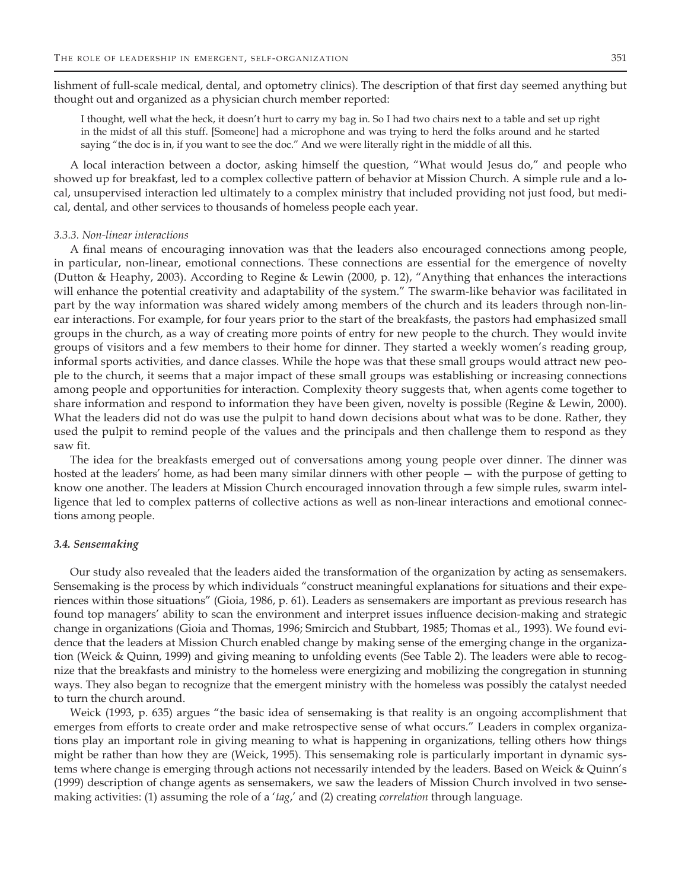lishment of full-scale medical, dental, and optometry clinics). The description of that first day seemed anything but thought out and organized as a physician church member reported:

> I thought, well what the heck, it doesn't hurt to carry my bag in. So I had two chairs next to a table and set up right in the midst of all this stuff. [Someone] had a microphone and was trying to herd the folks around and he started saying "the doc is in, if you want to see the doc." And we were literally right in the middle of all this.

A local interaction between a doctor, asking himself the question, "What would Jesus do," and people who showed up for breakfast, led to a complex collective pattern of behavior at Mission Church. A simple rule and a local, unsupervised interaction led ultimately to a complex ministry that included providing not just food, but medical, dental, and other services to thousands of homeless people each year.

#### *3.3.3. Non-linear interactions*

A final means of encouraging innovation was that the leaders also encouraged connections among people, in particular, non-linear, emotional connections. These connections are essential for the emergence of novelty (Dutton & Heaphy, 2003). According to Regine & Lewin (2000, p. 12), "Anything that enhances the interactions will enhance the potential creativity and adaptability of the system." The swarm-like behavior was facilitated in part by the way information was shared widely among members of the church and its leaders through non-linear interactions. For example, for four years prior to the start of the breakfasts, the pastors had emphasized small groups in the church, as a way of creating more points of entry for new people to the church. They would invite groups of visitors and a few members to their home for dinner. They started a weekly women's reading group, informal sports activities, and dance classes. While the hope was that these small groups would attract new people to the church, it seems that a major impact of these small groups was establishing or increasing connections among people and opportunities for interaction. Complexity theory suggests that, when agents come together to share information and respond to information they have been given, novelty is possible (Regine & Lewin, 2000). What the leaders did not do was use the pulpit to hand down decisions about what was to be done. Rather, they used the pulpit to remind people of the values and the principals and then challenge them to respond as they saw fit.

The idea for the breakfasts emerged out of conversations among young people over dinner. The dinner was hosted at the leaders' home, as had been many similar dinners with other people — with the purpose of getting to know one another. The leaders at Mission Church encouraged innovation through a few simple rules, swarm intelligence that led to complex patterns of collective actions as well as non-linear interactions and emotional connections among people.

### *3.4. Sensemaking*

Our study also revealed that the leaders aided the transformation of the organization by acting as sensemakers. Sensemaking is the process by which individuals "construct meaningful explanations for situations and their experiences within those situations" (Gioia, 1986, p. 61). Leaders as sensemakers are important as previous research has found top managers' ability to scan the environment and interpret issues influence decision-making and strategic change in organizations (Gioia and Thomas, 1996; Smircich and Stubbart, 1985; Thomas et al., 1993). We found evidence that the leaders at Mission Church enabled change by making sense of the emerging change in the organization (Weick & Quinn, 1999) and giving meaning to unfolding events (See Table 2). The leaders were able to recognize that the breakfasts and ministry to the homeless were energizing and mobilizing the congregation in stunning ways. They also began to recognize that the emergent ministry with the homeless was possibly the catalyst needed to turn the church around.

Weick (1993, p. 635) argues "the basic idea of sensemaking is that reality is an ongoing accomplishment that emerges from efforts to create order and make retrospective sense of what occurs." Leaders in complex organizations play an important role in giving meaning to what is happening in organizations, telling others how things might be rather than how they are (Weick, 1995). This sensemaking role is particularly important in dynamic systems where change is emerging through actions not necessarily intended by the leaders. Based on Weick & Quinn's (1999) description of change agents as sensemakers, we saw the leaders of Mission Church involved in two sensemaking activities: (1) assuming the role of a '*tag*,' and (2) creating *correlation* through language.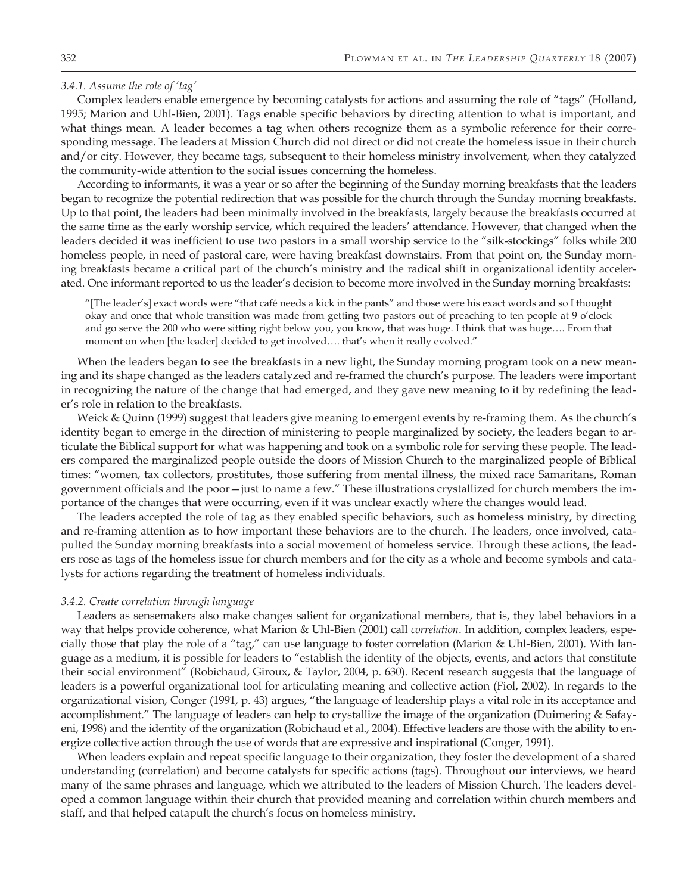#### *3.4.1. Assume the role of 'tag'*

Complex leaders enable emergence by becoming catalysts for actions and assuming the role of "tags" (Holland, 1995; Marion and Uhl-Bien, 2001). Tags enable specific behaviors by directing attention to what is important, and what things mean. A leader becomes a tag when others recognize them as a symbolic reference for their corresponding message. The leaders at Mission Church did not direct or did not create the homeless issue in their church and/or city. However, they became tags, subsequent to their homeless ministry involvement, when they catalyzed the community-wide attention to the social issues concerning the homeless.

According to informants, it was a year or so after the beginning of the Sunday morning breakfasts that the leaders began to recognize the potential redirection that was possible for the church through the Sunday morning breakfasts. Up to that point, the leaders had been minimally involved in the breakfasts, largely because the breakfasts occurred at the same time as the early worship service, which required the leaders' attendance. However, that changed when the leaders decided it was inefficient to use two pastors in a small worship service to the "silk-stockings" folks while 200 homeless people, in need of pastoral care, were having breakfast downstairs. From that point on, the Sunday morning breakfasts became a critical part of the church's ministry and the radical shift in organizational identity accelerated. One informant reported to us the leader's decision to become more involved in the Sunday morning breakfasts:

> "[The leader's] exact words were "that café needs a kick in the pants" and those were his exact words and so I thought okay and once that whole transition was made from getting two pastors out of preaching to ten people at 9 o'clock and go serve the 200 who were sitting right below you, you know, that was huge. I think that was huge…. From that moment on when [the leader] decided to get involved…. that's when it really evolved."

When the leaders began to see the breakfasts in a new light, the Sunday morning program took on a new meaning and its shape changed as the leaders catalyzed and re-framed the church's purpose. The leaders were important in recognizing the nature of the change that had emerged, and they gave new meaning to it by redefining the leader's role in relation to the breakfasts.

Weick & Quinn (1999) suggest that leaders give meaning to emergent events by re-framing them. As the church's identity began to emerge in the direction of ministering to people marginalized by society, the leaders began to articulate the Biblical support for what was happening and took on a symbolic role for serving these people. The leaders compared the marginalized people outside the doors of Mission Church to the marginalized people of Biblical times: "women, tax collectors, prostitutes, those suffering from mental illness, the mixed race Samaritans, Roman government officials and the poor—just to name a few." These illustrations crystallized for church members the importance of the changes that were occurring, even if it was unclear exactly where the changes would lead.

The leaders accepted the role of tag as they enabled specific behaviors, such as homeless ministry, by directing and re-framing attention as to how important these behaviors are to the church. The leaders, once involved, catapulted the Sunday morning breakfasts into a social movement of homeless service. Through these actions, the leaders rose as tags of the homeless issue for church members and for the city as a whole and become symbols and catalysts for actions regarding the treatment of homeless individuals.

#### *3.4.2. Create correlation through language*

Leaders as sensemakers also make changes salient for organizational members, that is, they label behaviors in a way that helps provide coherence, what Marion & Uhl-Bien (2001) call *correlation*. In addition, complex leaders, especially those that play the role of a "tag," can use language to foster correlation (Marion & Uhl-Bien, 2001). With language as a medium, it is possible for leaders to "establish the identity of the objects, events, and actors that constitute their social environment" (Robichaud, Giroux, & Taylor, 2004, p. 630). Recent research suggests that the language of leaders is a powerful organizational tool for articulating meaning and collective action (Fiol, 2002). In regards to the organizational vision, Conger (1991, p. 43) argues, "the language of leadership plays a vital role in its acceptance and accomplishment." The language of leaders can help to crystallize the image of the organization (Duimering & Safayeni, 1998) and the identity of the organization (Robichaud et al., 2004). Effective leaders are those with the ability to energize collective action through the use of words that are expressive and inspirational (Conger, 1991).

When leaders explain and repeat specific language to their organization, they foster the development of a shared understanding (correlation) and become catalysts for specific actions (tags). Throughout our interviews, we heard many of the same phrases and language, which we attributed to the leaders of Mission Church. The leaders developed a common language within their church that provided meaning and correlation within church members and staff, and that helped catapult the church's focus on homeless ministry.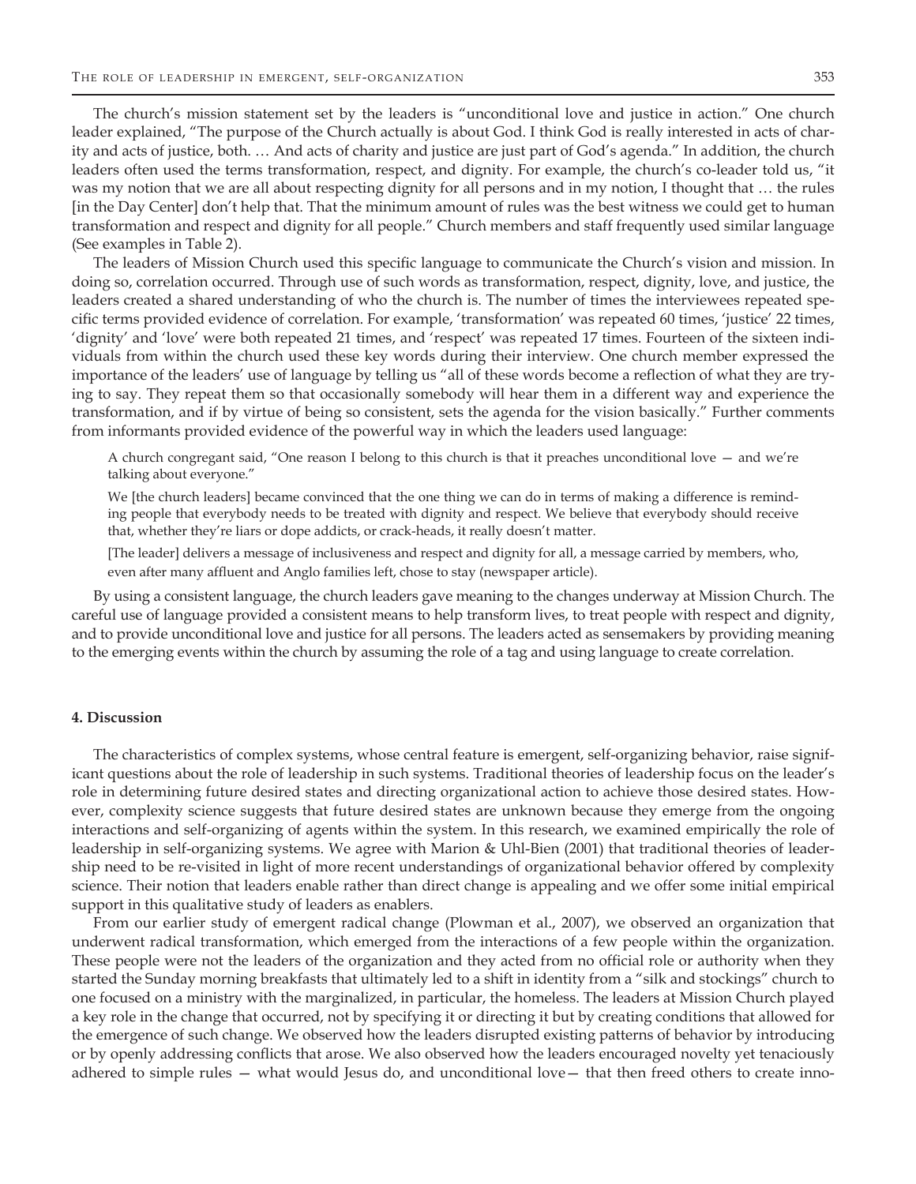The church's mission statement set by the leaders is "unconditional love and justice in action." One church leader explained, "The purpose of the Church actually is about God. I think God is really interested in acts of charity and acts of justice, both. … And acts of charity and justice are just part of God's agenda." In addition, the church leaders often used the terms transformation, respect, and dignity. For example, the church's co-leader told us, "it was my notion that we are all about respecting dignity for all persons and in my notion, I thought that … the rules [in the Day Center] don't help that. That the minimum amount of rules was the best witness we could get to human transformation and respect and dignity for all people." Church members and staff frequently used similar language (See examples in Table 2).

The leaders of Mission Church used this specific language to communicate the Church's vision and mission. In doing so, correlation occurred. Through use of such words as transformation, respect, dignity, love, and justice, the leaders created a shared understanding of who the church is. The number of times the interviewees repeated specific terms provided evidence of correlation. For example, 'transformation' was repeated 60 times, 'justice' 22 times, 'dignity' and 'love' were both repeated 21 times, and 'respect' was repeated 17 times. Fourteen of the sixteen individuals from within the church used these key words during their interview. One church member expressed the importance of the leaders' use of language by telling us "all of these words become a reflection of what they are trying to say. They repeat them so that occasionally somebody will hear them in a different way and experience the transformation, and if by virtue of being so consistent, sets the agenda for the vision basically." Further comments from informants provided evidence of the powerful way in which the leaders used language:

> A church congregant said, "One reason I belong to this church is that it preaches unconditional love — and we're talking about everyone."
>
> We [the church leaders] became convinced that the one thing we can do in terms of making a difference is reminding people that everybody needs to be treated with dignity and respect. We believe that everybody should receive that, whether they're liars or dope addicts, or crack-heads, it really doesn't matter.
>
> [The leader] delivers a message of inclusiveness and respect and dignity for all, a message carried by members, who, even after many affluent and Anglo families left, chose to stay (newspaper article).

By using a consistent language, the church leaders gave meaning to the changes underway at Mission Church. The careful use of language provided a consistent means to help transform lives, to treat people with respect and dignity, and to provide unconditional love and justice for all persons. The leaders acted as sensemakers by providing meaning to the emerging events within the church by assuming the role of a tag and using language to create correlation.

#### 4. Discussion

The characteristics of complex systems, whose central feature is emergent, self-organizing behavior, raise significant questions about the role of leadership in such systems. Traditional theories of leadership focus on the leader's role in determining future desired states and directing organizational action to achieve those desired states. However, complexity science suggests that future desired states are unknown because they emerge from the ongoing interactions and self-organizing of agents within the system. In this research, we examined empirically the role of leadership in self-organizing systems. We agree with Marion & Uhl-Bien (2001) that traditional theories of leadership need to be re-visited in light of more recent understandings of organizational behavior offered by complexity science. Their notion that leaders enable rather than direct change is appealing and we offer some initial empirical support in this qualitative study of leaders as enablers.

From our earlier study of emergent radical change (Plowman et al., 2007), we observed an organization that underwent radical transformation, which emerged from the interactions of a few people within the organization. These people were not the leaders of the organization and they acted from no official role or authority when they started the Sunday morning breakfasts that ultimately led to a shift in identity from a "silk and stockings" church to one focused on a ministry with the marginalized, in particular, the homeless. The leaders at Mission Church played a key role in the change that occurred, not by specifying it or directing it but by creating conditions that allowed for the emergence of such change. We observed how the leaders disrupted existing patterns of behavior by introducing or by openly addressing conflicts that arose. We also observed how the leaders encouraged novelty yet tenaciously adhered to simple rules — what would Jesus do, and unconditional love— that then freed others to create inno-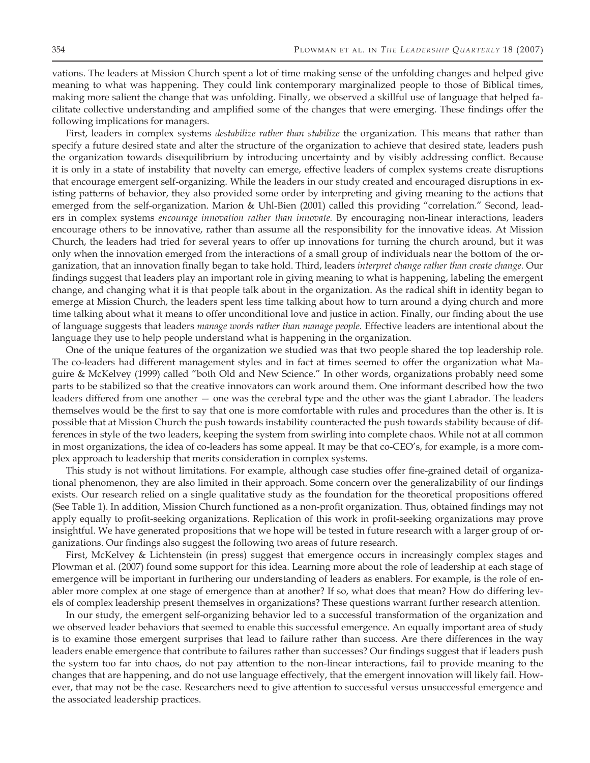vations. The leaders at Mission Church spent a lot of time making sense of the unfolding changes and helped give meaning to what was happening. They could link contemporary marginalized people to those of Biblical times, making more salient the change that was unfolding. Finally, we observed a skillful use of language that helped facilitate collective understanding and amplified some of the changes that were emerging. These findings offer the following implications for managers.

First, leaders in complex systems *destabilize rather than stabilize* the organization. This means that rather than specify a future desired state and alter the structure of the organization to achieve that desired state, leaders push the organization towards disequilibrium by introducing uncertainty and by visibly addressing conflict. Because it is only in a state of instability that novelty can emerge, effective leaders of complex systems create disruptions that encourage emergent self-organizing. While the leaders in our study created and encouraged disruptions in existing patterns of behavior, they also provided some order by interpreting and giving meaning to the actions that emerged from the self-organization. Marion & Uhl-Bien (2001) called this providing "correlation." Second, leaders in complex systems *encourage innovation rather than innovate.* By encouraging non-linear interactions, leaders encourage others to be innovative, rather than assume all the responsibility for the innovative ideas. At Mission Church, the leaders had tried for several years to offer up innovations for turning the church around, but it was only when the innovation emerged from the interactions of a small group of individuals near the bottom of the organization, that an innovation finally began to take hold. Third, leaders *interpret change rather than create change.* Our findings suggest that leaders play an important role in giving meaning to what is happening, labeling the emergent change, and changing what it is that people talk about in the organization. As the radical shift in identity began to emerge at Mission Church, the leaders spent less time talking about how to turn around a dying church and more time talking about what it means to offer unconditional love and justice in action. Finally, our finding about the use of language suggests that leaders *manage words rather than manage people.* Effective leaders are intentional about the language they use to help people understand what is happening in the organization.

One of the unique features of the organization we studied was that two people shared the top leadership role. The co-leaders had different management styles and in fact at times seemed to offer the organization what Maguire & McKelvey (1999) called "both Old and New Science." In other words, organizations probably need some parts to be stabilized so that the creative innovators can work around them. One informant described how the two leaders differed from one another — one was the cerebral type and the other was the giant Labrador. The leaders themselves would be the first to say that one is more comfortable with rules and procedures than the other is. It is possible that at Mission Church the push towards instability counteracted the push towards stability because of differences in style of the two leaders, keeping the system from swirling into complete chaos. While not at all common in most organizations, the idea of co-leaders has some appeal. It may be that co-CEO's, for example, is a more complex approach to leadership that merits consideration in complex systems.

This study is not without limitations. For example, although case studies offer fine-grained detail of organizational phenomenon, they are also limited in their approach. Some concern over the generalizability of our findings exists. Our research relied on a single qualitative study as the foundation for the theoretical propositions offered (See Table 1). In addition, Mission Church functioned as a non-profit organization. Thus, obtained findings may not apply equally to profit-seeking organizations. Replication of this work in profit-seeking organizations may prove insightful. We have generated propositions that we hope will be tested in future research with a larger group of organizations. Our findings also suggest the following two areas of future research.

First, McKelvey & Lichtenstein (in press) suggest that emergence occurs in increasingly complex stages and Plowman et al. (2007) found some support for this idea. Learning more about the role of leadership at each stage of emergence will be important in furthering our understanding of leaders as enablers. For example, is the role of enabler more complex at one stage of emergence than at another? If so, what does that mean? How do differing levels of complex leadership present themselves in organizations? These questions warrant further research attention.

In our study, the emergent self-organizing behavior led to a successful transformation of the organization and we observed leader behaviors that seemed to enable this successful emergence. An equally important area of study is to examine those emergent surprises that lead to failure rather than success. Are there differences in the way leaders enable emergence that contribute to failures rather than successes? Our findings suggest that if leaders push the system too far into chaos, do not pay attention to the non-linear interactions, fail to provide meaning to the changes that are happening, and do not use language effectively, that the emergent innovation will likely fail. However, that may not be the case. Researchers need to give attention to successful versus unsuccessful emergence and the associated leadership practices.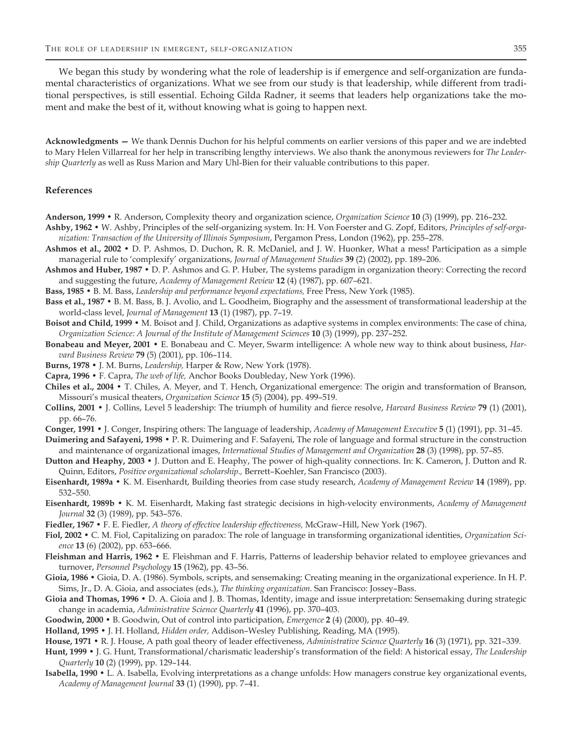We began this study by wondering what the role of leadership is if emergence and self-organization are fundamental characteristics of organizations. What we see from our study is that leadership, while different from traditional perspectives, is still essential. Echoing Gilda Radner, it seems that leaders help organizations take the moment and make the best of it, without knowing what is going to happen next.

**Acknowledgments —** We thank Dennis Duchon for his helpful comments on earlier versions of this paper and we are indebted to Mary Helen Villarreal for her help in transcribing lengthy interviews. We also thank the anonymous reviewers for *The Leadership Quarterly* as well as Russ Marion and Mary Uhl-Bien for their valuable contributions to this paper.

## References

**Anderson, 1999** • R. Anderson, Complexity theory and organization science, *Organization Science* **10** (3) (1999), pp. 216–232.

**Ashby, 1962** • W. Ashby, Principles of the self-organizing system. In: H. Von Foerster and G. Zopf, Editors, *Principles of self-organization: Transaction of the University of Illinois Symposium*, Pergamon Press, London (1962), pp. 255–278.

**Ashmos et al., 2002** • D. P. Ashmos, D. Duchon, R. R. McDaniel, and J. W. Huonker, What a mess! Participation as a simple managerial rule to 'complexify' organizations, *Journal of Management Studies* **39** (2) (2002), pp. 189–206.

**Ashmos and Huber, 1987** • D. P. Ashmos and G. P. Huber, The systems paradigm in organization theory: Correcting the record and suggesting the future, *Academy of Management Review* **12** (4) (1987), pp. 607–621.

**Bass, 1985** • B. M. Bass, *Leadership and performance beyond expectations,* Free Press, New York (1985).

**Bass et al., 1987** • B. M. Bass, B. J. Avolio, and L. Goodheim, Biography and the assessment of transformational leadership at the world-class level, *Journal of Management* **13** (1) (1987), pp. 7–19.

**Boisot and Child, 1999** • M. Boisot and J. Child, Organizations as adaptive systems in complex environments: The case of china, *Organization Science: A Journal of the Institute of Management Sciences* **10** (3) (1999), pp. 237–252.

**Bonabeau and Meyer, 2001** • E. Bonabeau and C. Meyer, Swarm intelligence: A whole new way to think about business, *Harvard Business Review* **79** (5) (2001), pp. 106–114.

**Burns, 1978** • J. M. Burns, *Leadership,* Harper & Row, New York (1978).

**Capra, 1996** • F. Capra, *The web of life,* Anchor Books Doubleday, New York (1996).

**Chiles et al., 2004** • T. Chiles, A. Meyer, and T. Hench, Organizational emergence: The origin and transformation of Branson, Missouri's musical theaters, *Organization Science* **15** (5) (2004), pp. 499–519.

**Collins, 2001** • J. Collins, Level 5 leadership: The triumph of humility and fierce resolve, *Harvard Business Review* **79** (1) (2001), pp. 66–76.

**Conger, 1991** • J. Conger, Inspiring others: The language of leadership, *Academy of Management Executive* **5** (1) (1991), pp. 31–45.

**Duimering and Safayeni, 1998** • P. R. Duimering and F. Safayeni, The role of language and formal structure in the construction and maintenance of organizational images, *International Studies of Management and Organization* **28** (3) (1998), pp. 57–85.

**Dutton and Heaphy, 2003** • J. Dutton and E. Heaphy, The power of high-quality connections. In: K. Cameron, J. Dutton and R. Quinn, Editors, *Positive organizational scholarship.,* Berrett–Koehler, San Francisco (2003).

**Eisenhardt, 1989a** • K. M. Eisenhardt, Building theories from case study research, *Academy of Management Review* **14** (1989), pp. 532–550.

**Eisenhardt, 1989b** • K. M. Eisenhardt, Making fast strategic decisions in high-velocity environments, *Academy of Management Journal* **32** (3) (1989), pp. 543–576.

**Fiedler, 1967** • F. E. Fiedler, *A theory of effective leadership effectiveness,* McGraw–Hill, New York (1967).

**Fiol, 2002** • C. M. Fiol, Capitalizing on paradox: The role of language in transforming organizational identities, *Organization Science* **13** (6) (2002), pp. 653–666.

**Fleishman and Harris, 1962** • E. Fleishman and F. Harris, Patterns of leadership behavior related to employee grievances and turnover, *Personnel Psychology* **15** (1962), pp. 43–56.

**Gioia, 1986** • Gioia, D. A. (1986). Symbols, scripts, and sensemaking: Creating meaning in the organizational experience. In H. P. Sims, Jr., D. A. Gioia, and associates (eds.), *The thinking organization.* San Francisco: Jossey–Bass.

**Gioia and Thomas, 1996** • D. A. Gioia and J. B. Thomas, Identity, image and issue interpretation: Sensemaking during strategic change in academia, *Administrative Science Quarterly* **41** (1996), pp. 370–403.

**Goodwin, 2000** • B. Goodwin, Out of control into participation, *Emergence* **2** (4) (2000), pp. 40–49.

**Holland, 1995** • J. H. Holland, *Hidden order,* Addison–Wesley Publishing, Reading, MA (1995).

**House, 1971** • R. J. House, A path goal theory of leader effectiveness, *Administrative Science Quarterly* **16** (3) (1971), pp. 321–339.

**Hunt, 1999** • J. G. Hunt, Transformational/charismatic leadership's transformation of the field: A historical essay, *The Leadership Quarterly* **10** (2) (1999), pp. 129–144.

**Isabella, 1990** • L. A. Isabella, Evolving interpretations as a change unfolds: How managers construe key organizational events, *Academy of Management Journal* **33** (1) (1990), pp. 7–41.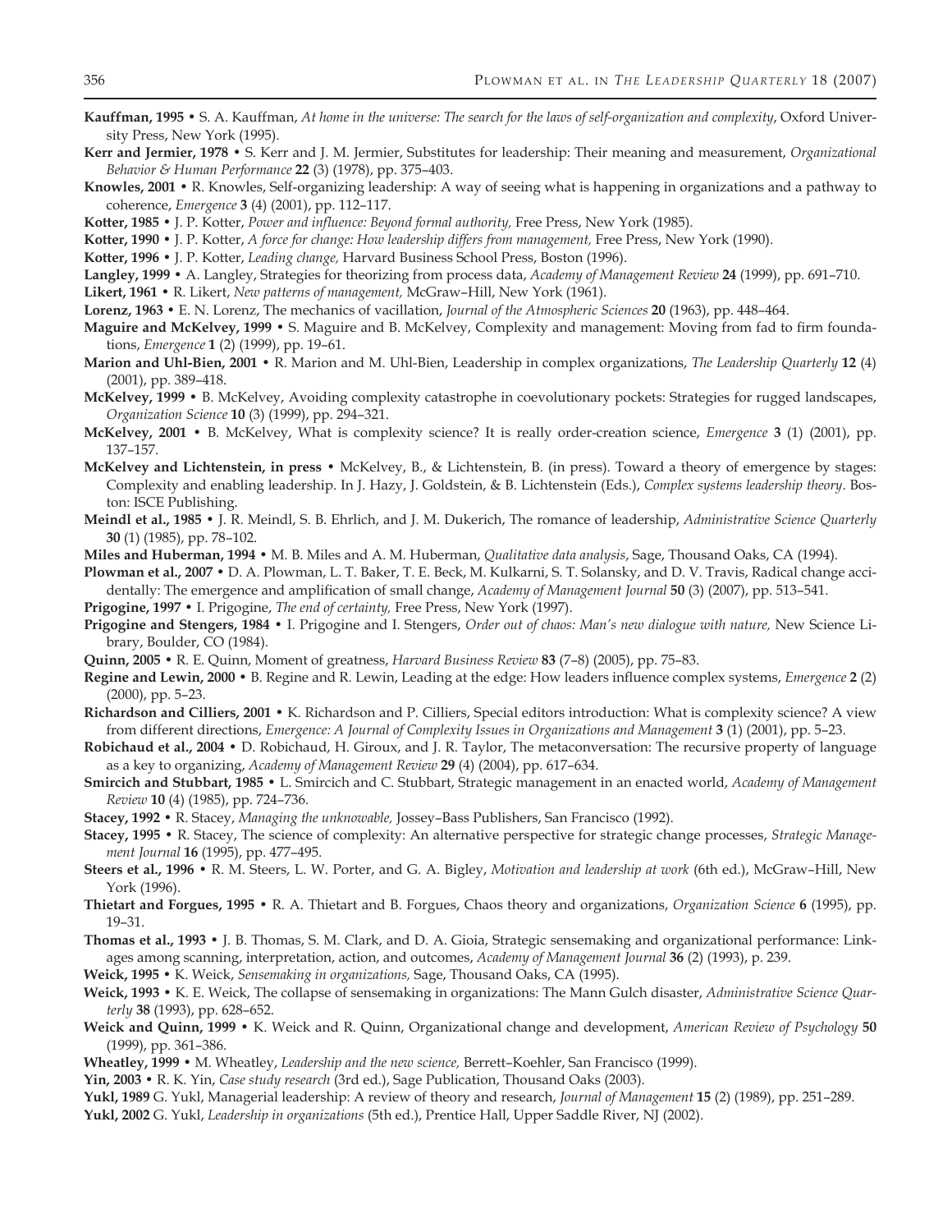**Kauffman, 1995** • S. A. Kauffman, *At home in the universe: The search for the laws of self-organization and complexity*, Oxford University Press, New York (1995).

**Kerr and Jermier, 1978** • S. Kerr and J. M. Jermier, Substitutes for leadership: Their meaning and measurement, *Organizational Behavior & Human Performance* **22** (3) (1978), pp. 375–403.

**Knowles, 2001** • R. Knowles, Self-organizing leadership: A way of seeing what is happening in organizations and a pathway to coherence, *Emergence* **3** (4) (2001), pp. 112–117.

**Kotter, 1985** • J. P. Kotter, *Power and influence: Beyond formal authority,* Free Press, New York (1985).

**Kotter, 1990** • J. P. Kotter, *A force for change: How leadership differs from management,* Free Press, New York (1990).

**Kotter, 1996** • J. P. Kotter, *Leading change,* Harvard Business School Press, Boston (1996).

**Langley, 1999** • A. Langley, Strategies for theorizing from process data, *Academy of Management Review* **24** (1999), pp. 691–710.

**Likert, 1961** • R. Likert, *New patterns of management,* McGraw–Hill, New York (1961).

**Lorenz, 1963** • E. N. Lorenz, The mechanics of vacillation, *Journal of the Atmospheric Sciences* **20** (1963), pp. 448–464.

**Maguire and McKelvey, 1999** • S. Maguire and B. McKelvey, Complexity and management: Moving from fad to firm foundations, *Emergence* **1** (2) (1999), pp. 19–61.

**Marion and Uhl-Bien, 2001** • R. Marion and M. Uhl-Bien, Leadership in complex organizations, *The Leadership Quarterly* **12** (4) (2001), pp. 389–418.

**McKelvey, 1999** • B. McKelvey, Avoiding complexity catastrophe in coevolutionary pockets: Strategies for rugged landscapes, *Organization Science* **10** (3) (1999), pp. 294–321.

**McKelvey, 2001** • B. McKelvey, What is complexity science? It is really order-creation science, *Emergence* **3** (1) (2001), pp. 137–157.

**McKelvey and Lichtenstein, in press** • McKelvey, B., & Lichtenstein, B. (in press). Toward a theory of emergence by stages: Complexity and enabling leadership. In J. Hazy, J. Goldstein, & B. Lichtenstein (Eds.), *Complex systems leadership theory*. Boston: ISCE Publishing.

**Meindl et al., 1985** • J. R. Meindl, S. B. Ehrlich, and J. M. Dukerich, The romance of leadership, *Administrative Science Quarterly* **30** (1) (1985), pp. 78–102.

**Miles and Huberman, 1994** • M. B. Miles and A. M. Huberman, *Qualitative data analysis*, Sage, Thousand Oaks, CA (1994).

**Plowman et al., 2007** • D. A. Plowman, L. T. Baker, T. E. Beck, M. Kulkarni, S. T. Solansky, and D. V. Travis, Radical change accidentally: The emergence and amplification of small change, *Academy of Management Journal* **50** (3) (2007), pp. 513–541.

**Prigogine, 1997** • I. Prigogine, *The end of certainty,* Free Press, New York (1997).

**Prigogine and Stengers, 1984** • I. Prigogine and I. Stengers, *Order out of chaos: Man's new dialogue with nature,* New Science Library, Boulder, CO (1984).

**Quinn, 2005** • R. E. Quinn, Moment of greatness, *Harvard Business Review* **83** (7–8) (2005), pp. 75–83.

**Regine and Lewin, 2000** • B. Regine and R. Lewin, Leading at the edge: How leaders influence complex systems, *Emergence* **2** (2) (2000), pp. 5–23.

**Richardson and Cilliers, 2001** • K. Richardson and P. Cilliers, Special editors introduction: What is complexity science? A view from different directions, *Emergence: A Journal of Complexity Issues in Organizations and Management* **3** (1) (2001), pp. 5–23.

**Robichaud et al., 2004** • D. Robichaud, H. Giroux, and J. R. Taylor, The metaconversation: The recursive property of language as a key to organizing, *Academy of Management Review* **29** (4) (2004), pp. 617–634.

**Smircich and Stubbart, 1985** • L. Smircich and C. Stubbart, Strategic management in an enacted world, *Academy of Management Review* **10** (4) (1985), pp. 724–736.

**Stacey, 1992** • R. Stacey, *Managing the unknowable,* Jossey–Bass Publishers, San Francisco (1992).

**Stacey, 1995** • R. Stacey, The science of complexity: An alternative perspective for strategic change processes, *Strategic Management Journal* **16** (1995), pp. 477–495.

**Steers et al., 1996** • R. M. Steers, L. W. Porter, and G. A. Bigley, *Motivation and leadership at work* (6th ed.), McGraw–Hill, New York (1996).

**Thietart and Forgues, 1995** • R. A. Thietart and B. Forgues, Chaos theory and organizations, *Organization Science* **6** (1995), pp. 19–31.

**Thomas et al., 1993** • J. B. Thomas, S. M. Clark, and D. A. Gioia, Strategic sensemaking and organizational performance: Linkages among scanning, interpretation, action, and outcomes, *Academy of Management Journal* **36** (2) (1993), p. 239.

**Weick, 1995** • K. Weick, *Sensemaking in organizations,* Sage, Thousand Oaks, CA (1995).

**Weick, 1993** • K. E. Weick, The collapse of sensemaking in organizations: The Mann Gulch disaster, *Administrative Science Quarterly* **38** (1993), pp. 628–652.

**Weick and Quinn, 1999** • K. Weick and R. Quinn, Organizational change and development, *American Review of Psychology* **50** (1999), pp. 361–386.

**Wheatley, 1999** • M. Wheatley, *Leadership and the new science,* Berrett–Koehler, San Francisco (1999).

**Yin, 2003** • R. K. Yin, *Case study research* (3rd ed.), Sage Publication, Thousand Oaks (2003).

**Yukl, 1989** G. Yukl, Managerial leadership: A review of theory and research, *Journal of Management* **15** (2) (1989), pp. 251–289.

**Yukl, 2002** G. Yukl, *Leadership in organizations* (5th ed.), Prentice Hall, Upper Saddle River, NJ (2002).